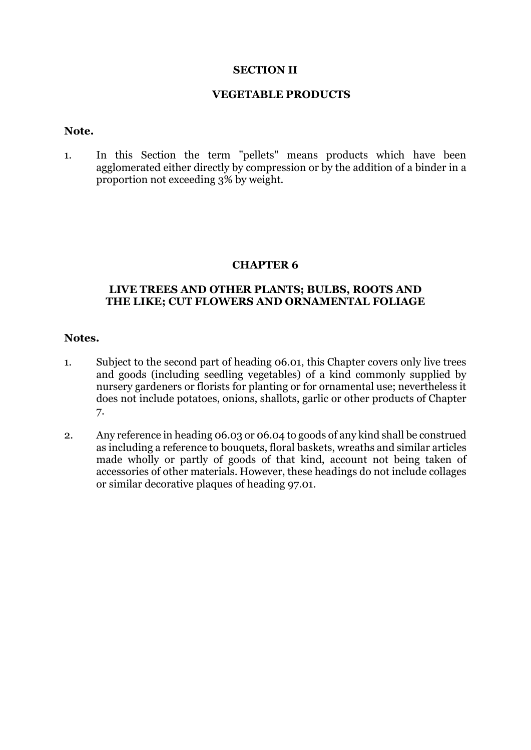# SECTION II

# VEGETABLE PRODUCTS

**Note.**

1. In this Section the term "pellets" means products which have been agglomerated either directly by compression or by the addition of a binder in a proportion not exceeding 3% by weight.

## CHAPTER 6

## LIVE TREES AND OTHER PLANTS; BULBS, ROOTS AND THE LIKE; CUT FLOWERS AND ORNAMENTAL FOLIAGE

**Notes.**

1. Subject to the second part of heading 06.01, this Chapter covers only live trees and goods (including seedling vegetables) of a kind commonly supplied by nursery gardeners or florists for planting or for ornamental use; nevertheless it does not include potatoes, onions, shallots, garlic or other products of Chapter 7.

2. Any reference in heading 06.03 or 06.04 to goods of any kind shall be construed as including a reference to bouquets, floral baskets, wreaths and similar articles made wholly or partly of goods of that kind, account not being taken of accessories of other materials. However, these headings do not include collages or similar decorative plaques of heading 97.01.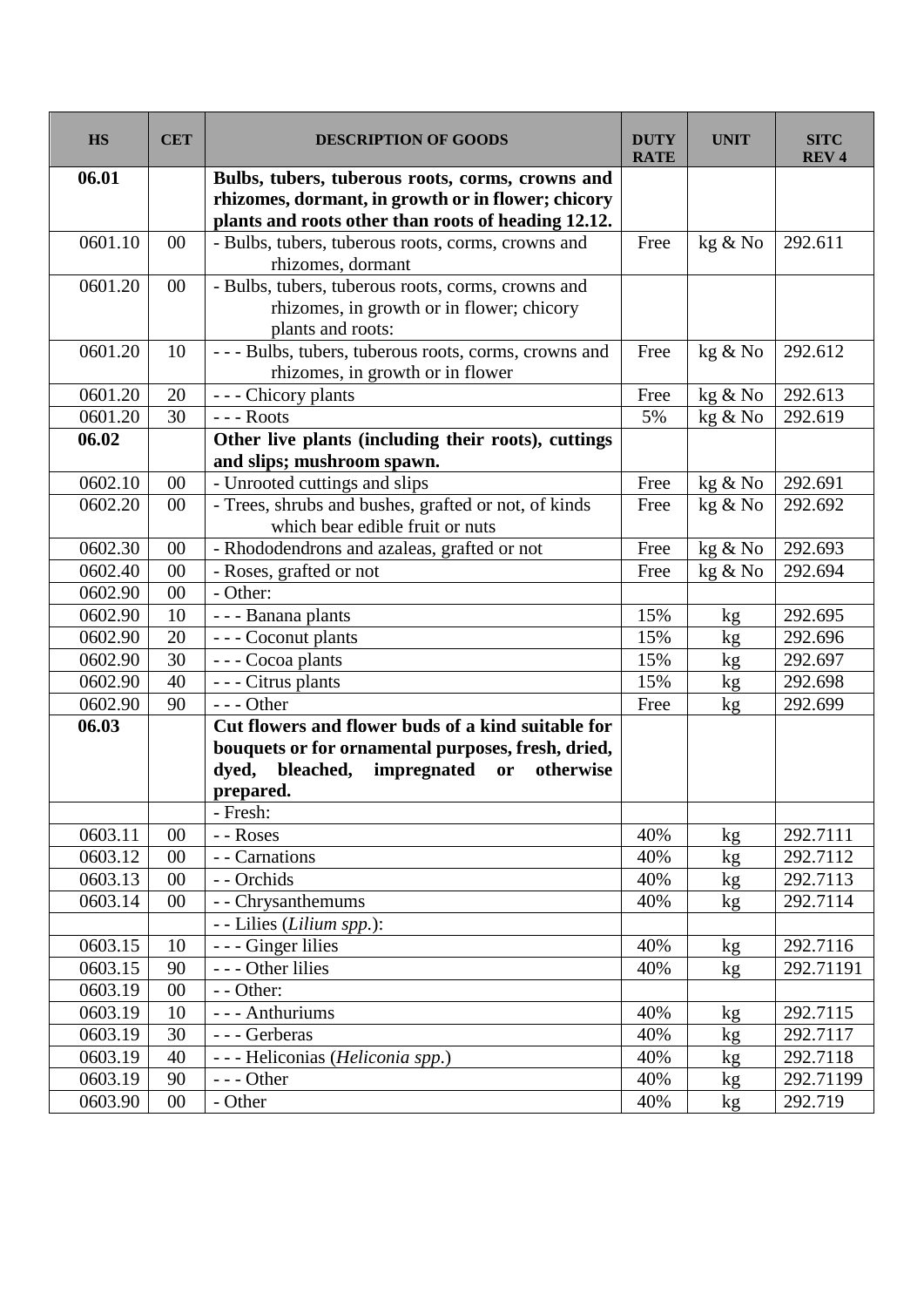| HS | CET | DESCRIPTION OF GOODS | DUTY RATE | UNIT | SITC REV 4 |
|---|---|---|---|---|---|
| **06.01** | | **Bulbs, tubers, tuberous roots, corms, crowns and rhizomes, dormant, in growth or in flower; chicory plants and roots other than roots of heading 12.12.** | | | |
| 0601.10 | 00 | - Bulbs, tubers, tuberous roots, corms, crowns and rhizomes, dormant | Free | kg & No | 292.611 |
| 0601.20 | 00 | - Bulbs, tubers, tuberous roots, corms, crowns and rhizomes, in growth or in flower; chicory plants and roots: | | | |
| 0601.20 | 10 | - - - Bulbs, tubers, tuberous roots, corms, crowns and rhizomes, in growth or in flower | Free | kg & No | 292.612 |
| 0601.20 | 20 | - - - Chicory plants | Free | kg & No | 292.613 |
| 0601.20 | 30 | - - - Roots | 5% | kg & No | 292.619 |
| **06.02** | | **Other live plants (including their roots), cuttings and slips; mushroom spawn.** | | | |
| 0602.10 | 00 | - Unrooted cuttings and slips | Free | kg & No | 292.691 |
| 0602.20 | 00 | - Trees, shrubs and bushes, grafted or not, of kinds which bear edible fruit or nuts | Free | kg & No | 292.692 |
| 0602.30 | 00 | - Rhododendrons and azaleas, grafted or not | Free | kg & No | 292.693 |
| 0602.40 | 00 | - Roses, grafted or not | Free | kg & No | 292.694 |
| 0602.90 | 00 | - Other: | | | |
| 0602.90 | 10 | - - - Banana plants | 15% | kg | 292.695 |
| 0602.90 | 20 | - - - Coconut plants | 15% | kg | 292.696 |
| 0602.90 | 30 | - - - Cocoa plants | 15% | kg | 292.697 |
| 0602.90 | 40 | - - - Citrus plants | 15% | kg | 292.698 |
| 0602.90 | 90 | - - - Other | Free | kg | 292.699 |
| **06.03** | | **Cut flowers and flower buds of a kind suitable for bouquets or for ornamental purposes, fresh, dried, dyed, bleached, impregnated or otherwise prepared.** | | | |
| | | - Fresh: | | | |
| 0603.11 | 00 | - - Roses | 40% | kg | 292.7111 |
| 0603.12 | 00 | - - Carnations | 40% | kg | 292.7112 |
| 0603.13 | 00 | - - Orchids | 40% | kg | 292.7113 |
| 0603.14 | 00 | - - Chrysanthemums | 40% | kg | 292.7114 |
| | | - - Lilies (*Lilium spp.*): | | | |
| 0603.15 | 10 | - - - Ginger lilies | 40% | kg | 292.7116 |
| 0603.15 | 90 | - - - Other lilies | 40% | kg | 292.71191 |
| 0603.19 | 00 | - - Other: | | | |
| 0603.19 | 10 | - - - Anthuriums | 40% | kg | 292.7115 |
| 0603.19 | 30 | - - - Gerberas | 40% | kg | 292.7117 |
| 0603.19 | 40 | - - - Heliconias (*Heliconia spp.*) | 40% | kg | 292.7118 |
| 0603.19 | 90 | - - - Other | 40% | kg | 292.71199 |
| 0603.90 | 00 | - Other | 40% | kg | 292.719 |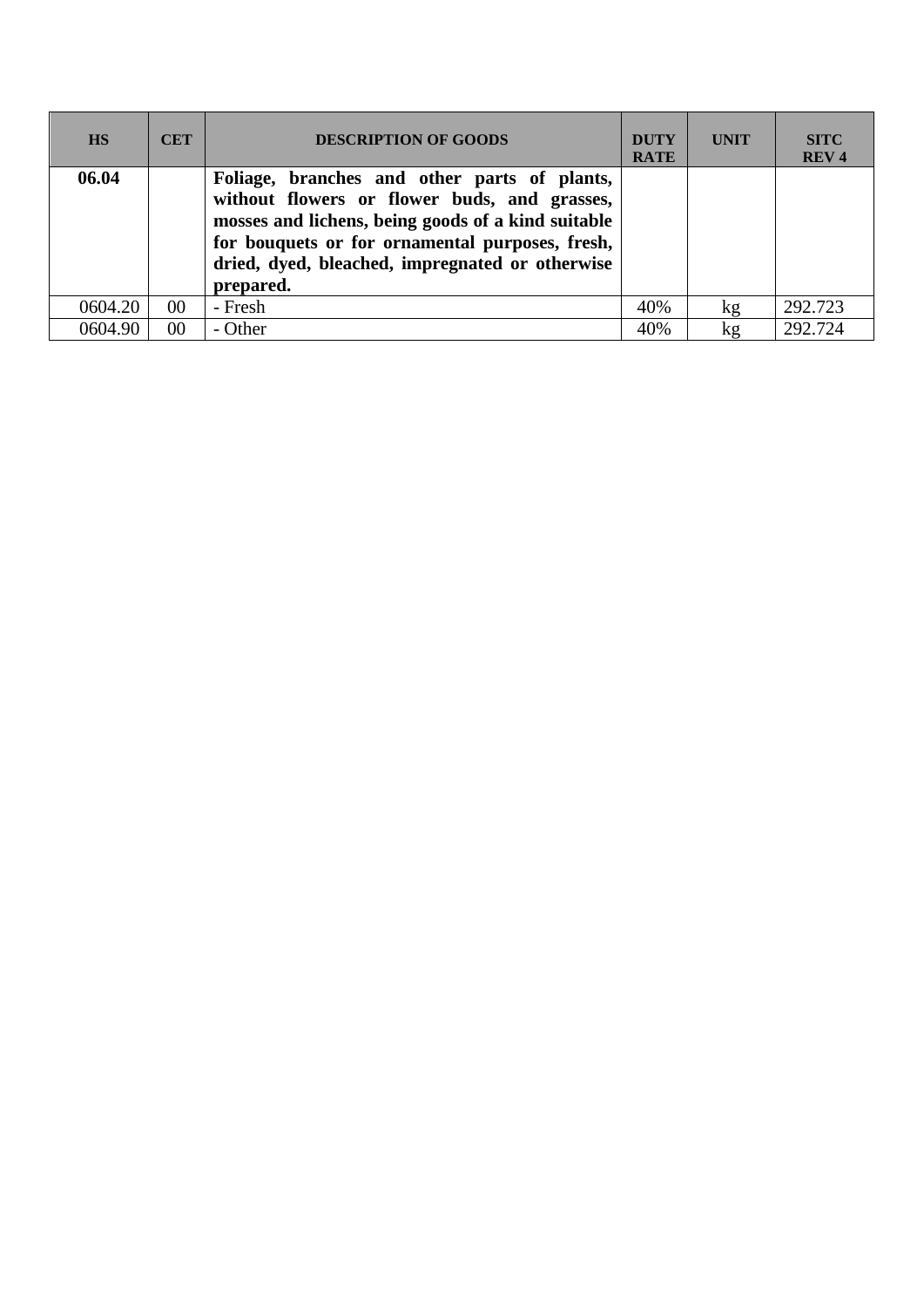| HS | CET | DESCRIPTION OF GOODS | DUTY RATE | UNIT | SITC REV 4 |
|---|---|---|---|---|---|
| **06.04** | | **Foliage, branches and other parts of plants, without flowers or flower buds, and grasses, mosses and lichens, being goods of a kind suitable for bouquets or for ornamental purposes, fresh, dried, dyed, bleached, impregnated or otherwise prepared.** | | | |
| 0604.20 | 00 | - Fresh | 40% | kg | 292.723 |
| 0604.90 | 00 | - Other | 40% | kg | 292.724 |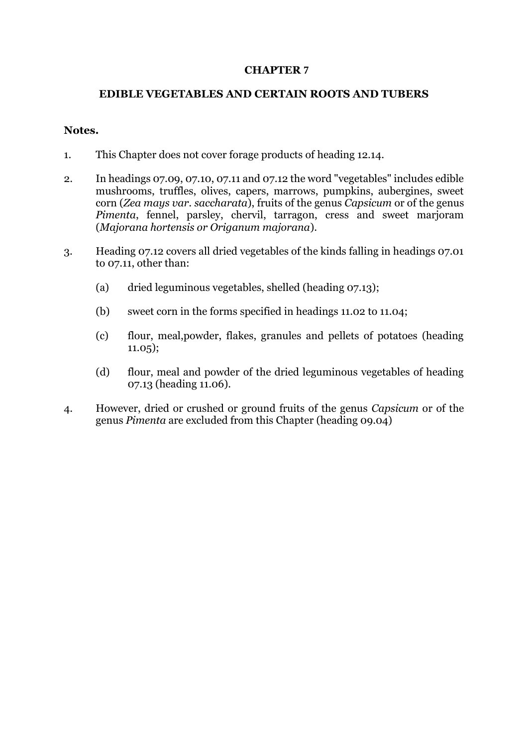# CHAPTER 7

## EDIBLE VEGETABLES AND CERTAIN ROOTS AND TUBERS

**Notes.**

1. This Chapter does not cover forage products of heading 12.14.

2. In headings 07.09, 07.10, 07.11 and 07.12 the word "vegetables" includes edible mushrooms, truffles, olives, capers, marrows, pumpkins, aubergines, sweet corn (*Zea mays var. saccharata*), fruits of the genus *Capsicum* or of the genus *Pimenta*, fennel, parsley, chervil, tarragon, cress and sweet marjoram (*Majorana hortensis or Origanum majorana*).

3. Heading 07.12 covers all dried vegetables of the kinds falling in headings 07.01 to 07.11, other than:

   (a) dried leguminous vegetables, shelled (heading 07.13);

   (b) sweet corn in the forms specified in headings 11.02 to 11.04;

   (c) flour, meal,powder, flakes, granules and pellets of potatoes (heading 11.05);

   (d) flour, meal and powder of the dried leguminous vegetables of heading 07.13 (heading 11.06).

4. However, dried or crushed or ground fruits of the genus *Capsicum* or of the genus *Pimenta* are excluded from this Chapter (heading 09.04)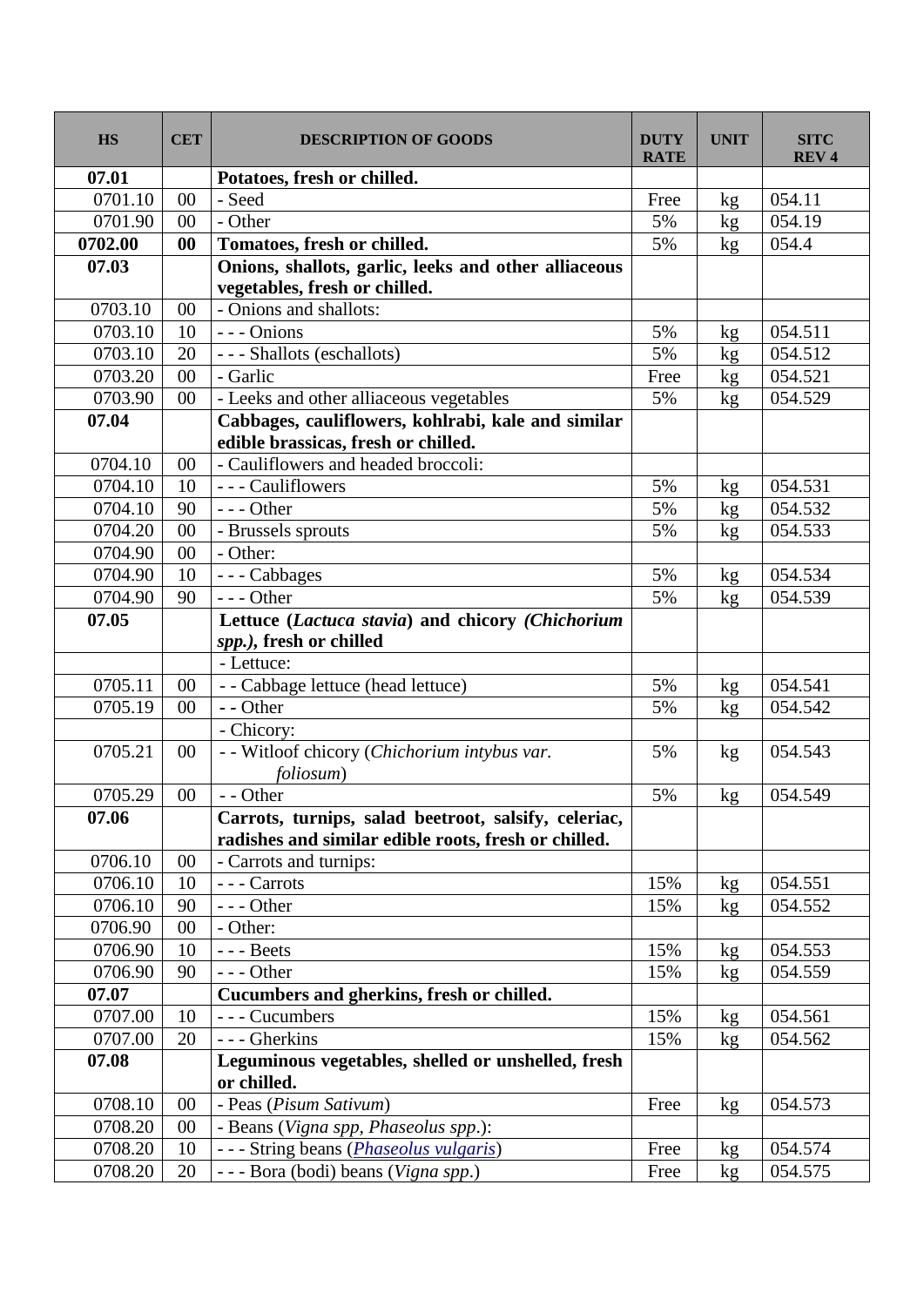| HS | CET | DESCRIPTION OF GOODS | DUTY RATE | UNIT | SITC REV 4 |
|---|---|---|---|---|---|
| **07.01** | | **Potatoes, fresh or chilled.** | | | |
| 0701.10 | 00 | - Seed | Free | kg | 054.11 |
| 0701.90 | 00 | - Other | 5% | kg | 054.19 |
| **0702.00** | **00** | **Tomatoes, fresh or chilled.** | 5% | kg | 054.4 |
| **07.03** | | **Onions, shallots, garlic, leeks and other alliaceous vegetables, fresh or chilled.** | | | |
| 0703.10 | 00 | - Onions and shallots: | | | |
| 0703.10 | 10 | - - - Onions | 5% | kg | 054.511 |
| 0703.10 | 20 | - - - Shallots (eschallots) | 5% | kg | 054.512 |
| 0703.20 | 00 | - Garlic | Free | kg | 054.521 |
| 0703.90 | 00 | - Leeks and other alliaceous vegetables | 5% | kg | 054.529 |
| **07.04** | | **Cabbages, cauliflowers, kohlrabi, kale and similar edible brassicas, fresh or chilled.** | | | |
| 0704.10 | 00 | - Cauliflowers and headed broccoli: | | | |
| 0704.10 | 10 | - - - Cauliflowers | 5% | kg | 054.531 |
| 0704.10 | 90 | - - - Other | 5% | kg | 054.532 |
| 0704.20 | 00 | - Brussels sprouts | 5% | kg | 054.533 |
| 0704.90 | 00 | - Other: | | | |
| 0704.90 | 10 | - - - Cabbages | 5% | kg | 054.534 |
| 0704.90 | 90 | - - - Other | 5% | kg | 054.539 |
| **07.05** | | **Lettuce (*Lactuca stavia*) and chicory *(Chichorium spp.)*, fresh or chilled** | | | |
| | | - Lettuce: | | | |
| 0705.11 | 00 | - - Cabbage lettuce (head lettuce) | 5% | kg | 054.541 |
| 0705.19 | 00 | - - Other | 5% | kg | 054.542 |
| | | - Chicory: | | | |
| 0705.21 | 00 | - - Witloof chicory (*Chichorium intybus var. foliosum*) | 5% | kg | 054.543 |
| 0705.29 | 00 | - - Other | 5% | kg | 054.549 |
| **07.06** | | **Carrots, turnips, salad beetroot, salsify, celeriac, radishes and similar edible roots, fresh or chilled.** | | | |
| 0706.10 | 00 | - Carrots and turnips: | | | |
| 0706.10 | 10 | - - - Carrots | 15% | kg | 054.551 |
| 0706.10 | 90 | - - - Other | 15% | kg | 054.552 |
| 0706.90 | 00 | - Other: | | | |
| 0706.90 | 10 | - - - Beets | 15% | kg | 054.553 |
| 0706.90 | 90 | - - - Other | 15% | kg | 054.559 |
| **07.07** | | **Cucumbers and gherkins, fresh or chilled.** | | | |
| 0707.00 | 10 | - - - Cucumbers | 15% | kg | 054.561 |
| 0707.00 | 20 | - - - Gherkins | 15% | kg | 054.562 |
| **07.08** | | **Leguminous vegetables, shelled or unshelled, fresh or chilled.** | | | |
| 0708.10 | 00 | - Peas (*Pisum Sativum*) | Free | kg | 054.573 |
| 0708.20 | 00 | - Beans (*Vigna spp, Phaseolus spp*.): | | | |
| 0708.20 | 10 | - - - String beans (*Phaseolus vulgaris*) | Free | kg | 054.574 |
| 0708.20 | 20 | - - - Bora (bodi) beans (*Vigna spp*.) | Free | kg | 054.575 |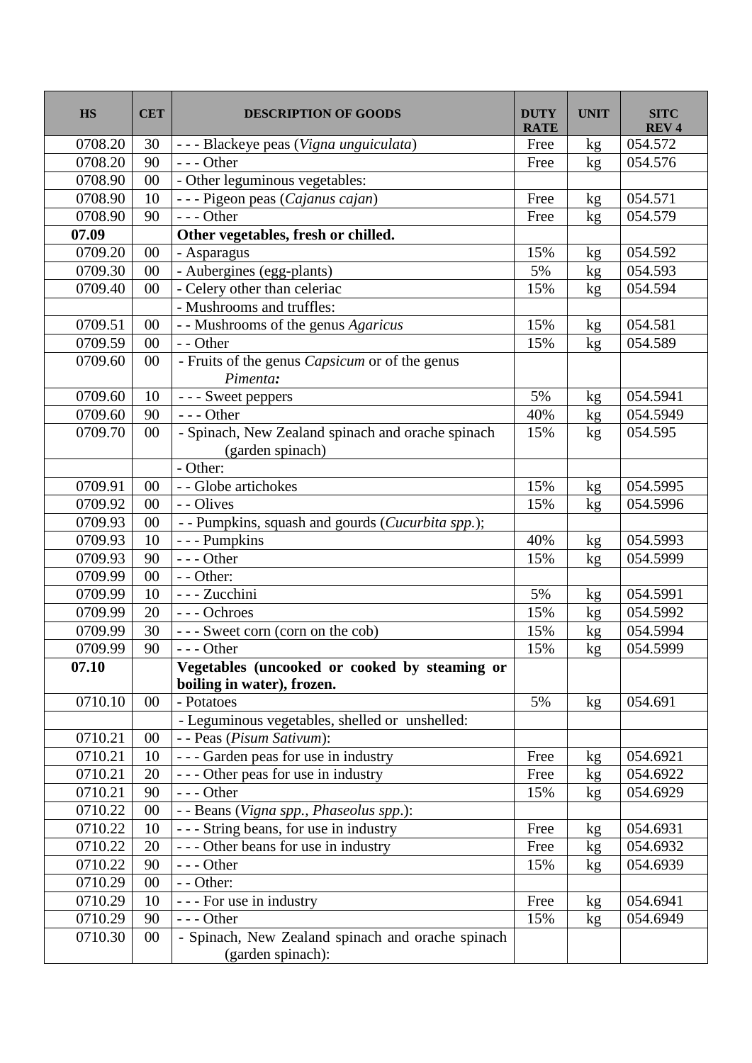| HS | CET | DESCRIPTION OF GOODS | DUTY RATE | UNIT | SITC REV 4 |
|---|---|---|---|---|---|
| 0708.20 | 30 | - - - Blackeye peas (*Vigna unguiculata*) | Free | kg | 054.572 |
| 0708.20 | 90 | - - - Other | Free | kg | 054.576 |
| 0708.90 | 00 | - Other leguminous vegetables: | | | |
| 0708.90 | 10 | - - - Pigeon peas (*Cajanus cajan*) | Free | kg | 054.571 |
| 0708.90 | 90 | - - - Other | Free | kg | 054.579 |
| **07.09** | | **Other vegetables, fresh or chilled.** | | | |
| 0709.20 | 00 | - Asparagus | 15% | kg | 054.592 |
| 0709.30 | 00 | - Aubergines (egg-plants) | 5% | kg | 054.593 |
| 0709.40 | 00 | - Celery other than celeriac | 15% | kg | 054.594 |
| | | - Mushrooms and truffles: | | | |
| 0709.51 | 00 | - - Mushrooms of the genus *Agaricus* | 15% | kg | 054.581 |
| 0709.59 | 00 | - - Other | 15% | kg | 054.589 |
| 0709.60 | 00 | - Fruits of the genus *Capsicum* or of the genus *Pimenta:* | | | |
| 0709.60 | 10 | - - - Sweet peppers | 5% | kg | 054.5941 |
| 0709.60 | 90 | - - - Other | 40% | kg | 054.5949 |
| 0709.70 | 00 | - Spinach, New Zealand spinach and orache spinach (garden spinach) | 15% | kg | 054.595 |
| | | - Other: | | | |
| 0709.91 | 00 | - - Globe artichokes | 15% | kg | 054.5995 |
| 0709.92 | 00 | - - Olives | 15% | kg | 054.5996 |
| 0709.93 | 00 | - - Pumpkins, squash and gourds (*Cucurbita spp.*); | | | |
| 0709.93 | 10 | - - - Pumpkins | 40% | kg | 054.5993 |
| 0709.93 | 90 | - - - Other | 15% | kg | 054.5999 |
| 0709.99 | 00 | - - Other: | | | |
| 0709.99 | 10 | - - - Zucchini | 5% | kg | 054.5991 |
| 0709.99 | 20 | - - - Ochroes | 15% | kg | 054.5992 |
| 0709.99 | 30 | - - - Sweet corn (corn on the cob) | 15% | kg | 054.5994 |
| 0709.99 | 90 | - - - Other | 15% | kg | 054.5999 |
| **07.10** | | **Vegetables (uncooked or cooked by steaming or boiling in water), frozen.** | | | |
| 0710.10 | 00 | - Potatoes | 5% | kg | 054.691 |
| | | - Leguminous vegetables, shelled or unshelled: | | | |
| 0710.21 | 00 | - - Peas (*Pisum Sativum*): | | | |
| 0710.21 | 10 | - - - Garden peas for use in industry | Free | kg | 054.6921 |
| 0710.21 | 20 | - - - Other peas for use in industry | Free | kg | 054.6922 |
| 0710.21 | 90 | - - - Other | 15% | kg | 054.6929 |
| 0710.22 | 00 | - - Beans (*Vigna spp., Phaseolus spp.*): | | | |
| 0710.22 | 10 | - - - String beans, for use in industry | Free | kg | 054.6931 |
| 0710.22 | 20 | - - - Other beans for use in industry | Free | kg | 054.6932 |
| 0710.22 | 90 | - - - Other | 15% | kg | 054.6939 |
| 0710.29 | 00 | - - Other: | | | |
| 0710.29 | 10 | - - - For use in industry | Free | kg | 054.6941 |
| 0710.29 | 90 | - - - Other | 15% | kg | 054.6949 |
| 0710.30 | 00 | - Spinach, New Zealand spinach and orache spinach (garden spinach): | | | |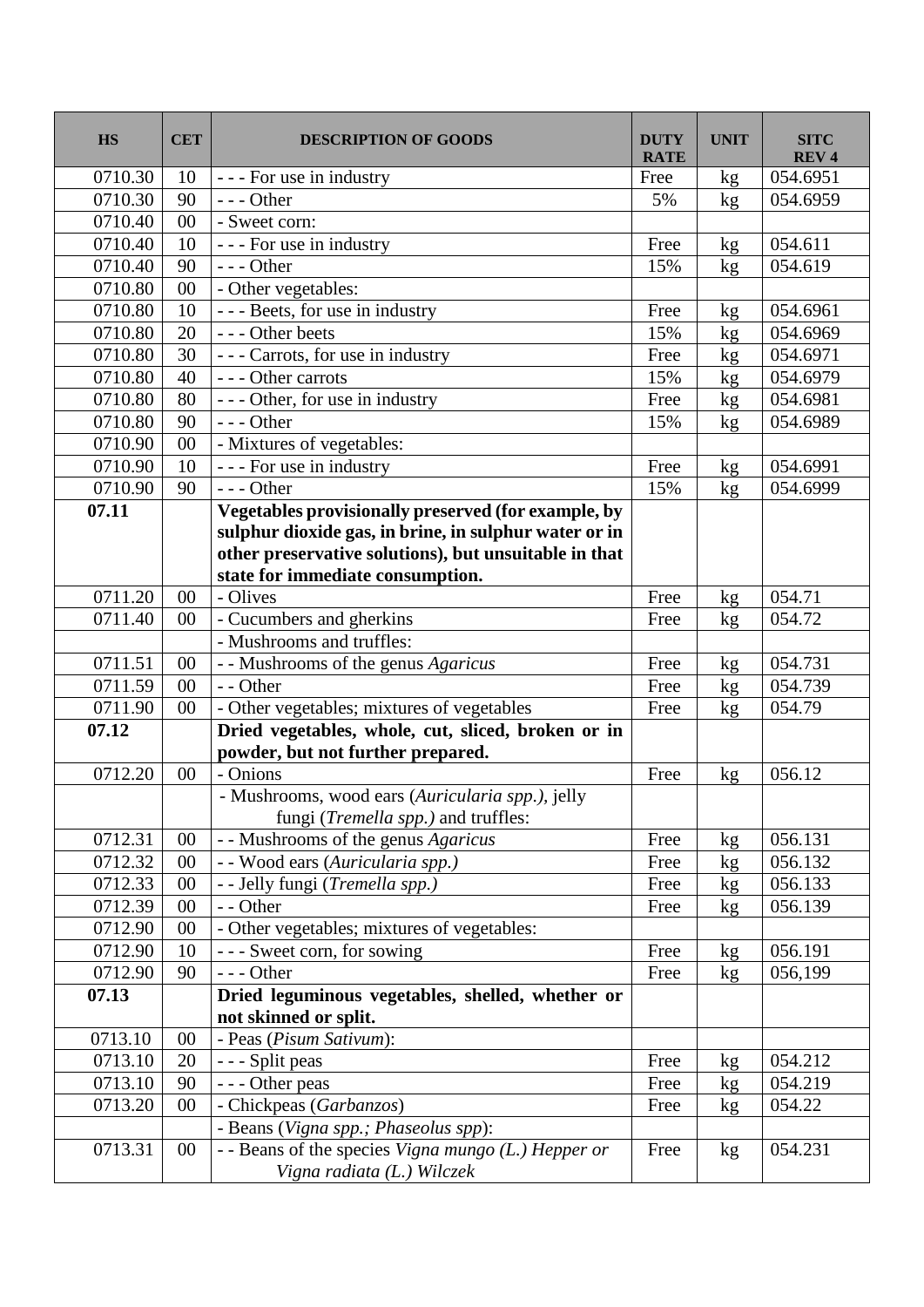| HS | CET | DESCRIPTION OF GOODS | DUTY RATE | UNIT | SITC REV 4 |
|---|---|---|---|---|---|
| 0710.30 | 10 | - - - For use in industry | Free | kg | 054.6951 |
| 0710.30 | 90 | - - - Other | 5% | kg | 054.6959 |
| 0710.40 | 00 | - Sweet corn: | | | |
| 0710.40 | 10 | - - - For use in industry | Free | kg | 054.611 |
| 0710.40 | 90 | - - - Other | 15% | kg | 054.619 |
| 0710.80 | 00 | - Other vegetables: | | | |
| 0710.80 | 10 | - - - Beets, for use in industry | Free | kg | 054.6961 |
| 0710.80 | 20 | - - - Other beets | 15% | kg | 054.6969 |
| 0710.80 | 30 | - - - Carrots, for use in industry | Free | kg | 054.6971 |
| 0710.80 | 40 | - - - Other carrots | 15% | kg | 054.6979 |
| 0710.80 | 80 | - - - Other, for use in industry | Free | kg | 054.6981 |
| 0710.80 | 90 | - - - Other | 15% | kg | 054.6989 |
| 0710.90 | 00 | - Mixtures of vegetables: | | | |
| 0710.90 | 10 | - - - For use in industry | Free | kg | 054.6991 |
| 0710.90 | 90 | - - - Other | 15% | kg | 054.6999 |
| **07.11** | | **Vegetables provisionally preserved (for example, by sulphur dioxide gas, in brine, in sulphur water or in other preservative solutions), but unsuitable in that state for immediate consumption.** | | | |
| 0711.20 | 00 | - Olives | Free | kg | 054.71 |
| 0711.40 | 00 | - Cucumbers and gherkins | Free | kg | 054.72 |
| | | - Mushrooms and truffles: | | | |
| 0711.51 | 00 | - - Mushrooms of the genus *Agaricus* | Free | kg | 054.731 |
| 0711.59 | 00 | - - Other | Free | kg | 054.739 |
| 0711.90 | 00 | - Other vegetables; mixtures of vegetables | Free | kg | 054.79 |
| **07.12** | | **Dried vegetables, whole, cut, sliced, broken or in powder, but not further prepared.** | | | |
| 0712.20 | 00 | - Onions | Free | kg | 056.12 |
| | | - Mushrooms, wood ears (*Auricularia spp.)*, jelly fungi (*Tremella spp.)* and truffles: | | | |
| 0712.31 | 00 | - - Mushrooms of the genus *Agaricus* | Free | kg | 056.131 |
| 0712.32 | 00 | - - Wood ears (*Auricularia spp.)* | Free | kg | 056.132 |
| 0712.33 | 00 | - - Jelly fungi (*Tremella spp.)* | Free | kg | 056.133 |
| 0712.39 | 00 | - - Other | Free | kg | 056.139 |
| 0712.90 | 00 | - Other vegetables; mixtures of vegetables: | | | |
| 0712.90 | 10 | - - - Sweet corn, for sowing | Free | kg | 056.191 |
| 0712.90 | 90 | - - - Other | Free | kg | 056,199 |
| **07.13** | | **Dried leguminous vegetables, shelled, whether or not skinned or split.** | | | |
| 0713.10 | 00 | - Peas (*Pisum Sativum*): | | | |
| 0713.10 | 20 | - - - Split peas | Free | kg | 054.212 |
| 0713.10 | 90 | - - - Other peas | Free | kg | 054.219 |
| 0713.20 | 00 | - Chickpeas (*Garbanzos*) | Free | kg | 054.22 |
| | | - Beans (*Vigna spp.; Phaseolus spp*): | | | |
| 0713.31 | 00 | - - Beans of the species *Vigna mungo (L.) Hepper or Vigna radiata (L.) Wilczek* | Free | kg | 054.231 |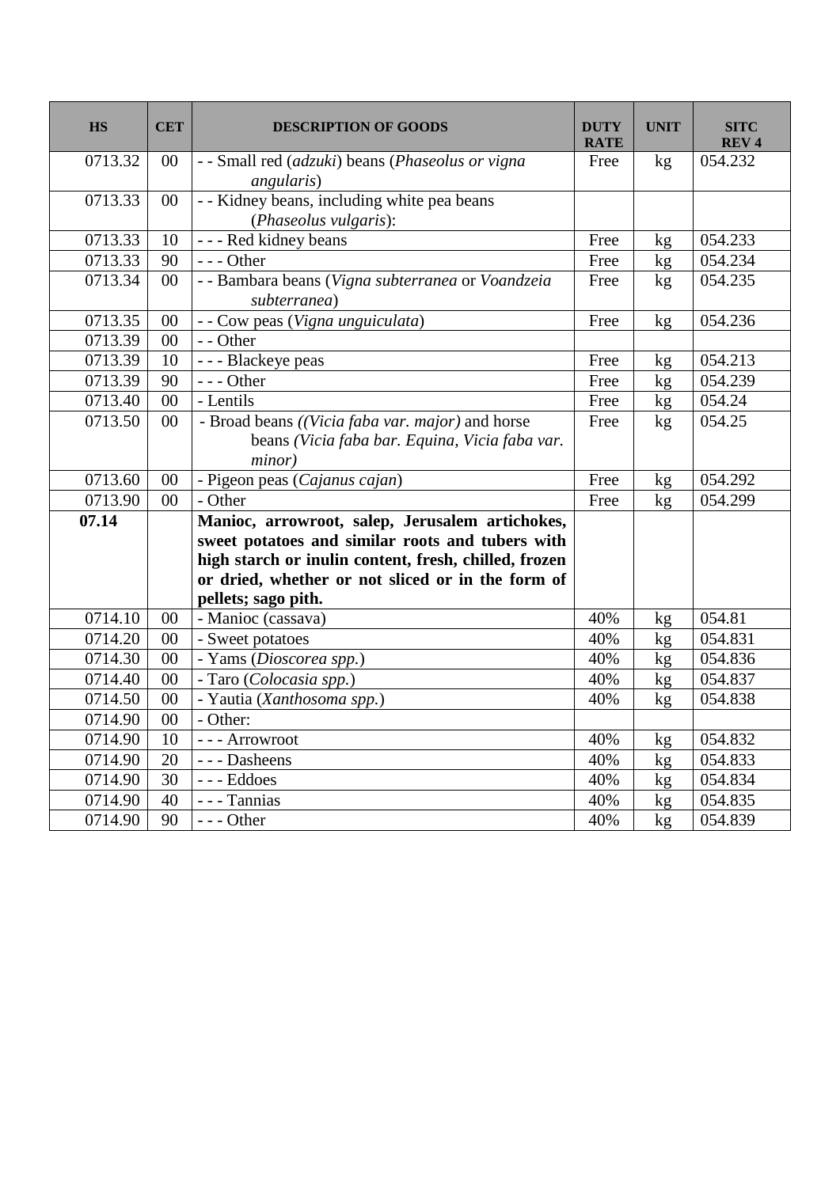| HS | CET | DESCRIPTION OF GOODS | DUTY RATE | UNIT | SITC REV 4 |
|---|---|---|---|---|---|
| 0713.32 | 00 | - - Small red (*adzuki*) beans (*Phaseolus or vigna angularis*) | Free | kg | 054.232 |
| 0713.33 | 00 | - - Kidney beans, including white pea beans (*Phaseolus vulgaris*): | | | |
| 0713.33 | 10 | - - - Red kidney beans | Free | kg | 054.233 |
| 0713.33 | 90 | - - - Other | Free | kg | 054.234 |
| 0713.34 | 00 | - - Bambara beans (*Vigna subterranea* or *Voandzeia subterranea*) | Free | kg | 054.235 |
| 0713.35 | 00 | - - Cow peas (*Vigna unguiculata*) | Free | kg | 054.236 |
| 0713.39 | 00 | - - Other | | | |
| 0713.39 | 10 | - - - Blackeye peas | Free | kg | 054.213 |
| 0713.39 | 90 | - - - Other | Free | kg | 054.239 |
| 0713.40 | 00 | - Lentils | Free | kg | 054.24 |
| 0713.50 | 00 | - Broad beans *((Vicia faba var. major)* and horse beans *(Vicia faba bar. Equina, Vicia faba var. minor)* | Free | kg | 054.25 |
| 0713.60 | 00 | - Pigeon peas (*Cajanus cajan*) | Free | kg | 054.292 |
| 0713.90 | 00 | - Other | Free | kg | 054.299 |
| **07.14** | | **Manioc, arrowroot, salep, Jerusalem artichokes, sweet potatoes and similar roots and tubers with high starch or inulin content, fresh, chilled, frozen or dried, whether or not sliced or in the form of pellets; sago pith.** | | | |
| 0714.10 | 00 | - Manioc (cassava) | 40% | kg | 054.81 |
| 0714.20 | 00 | - Sweet potatoes | 40% | kg | 054.831 |
| 0714.30 | 00 | - Yams (*Dioscorea spp.*) | 40% | kg | 054.836 |
| 0714.40 | 00 | - Taro (*Colocasia spp.*) | 40% | kg | 054.837 |
| 0714.50 | 00 | - Yautia (*Xanthosoma spp.*) | 40% | kg | 054.838 |
| 0714.90 | 00 | - Other: | | | |
| 0714.90 | 10 | - - - Arrowroot | 40% | kg | 054.832 |
| 0714.90 | 20 | - - - Dasheens | 40% | kg | 054.833 |
| 0714.90 | 30 | - - - Eddoes | 40% | kg | 054.834 |
| 0714.90 | 40 | - - - Tannias | 40% | kg | 054.835 |
| 0714.90 | 90 | - - - Other | 40% | kg | 054.839 |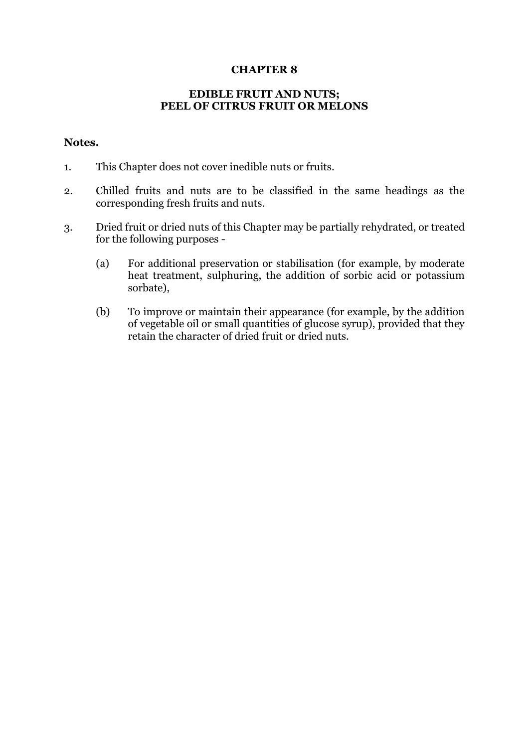# CHAPTER 8

## EDIBLE FRUIT AND NUTS; PEEL OF CITRUS FRUIT OR MELONS

**Notes.**

1. This Chapter does not cover inedible nuts or fruits.

2. Chilled fruits and nuts are to be classified in the same headings as the corresponding fresh fruits and nuts.

3. Dried fruit or dried nuts of this Chapter may be partially rehydrated, or treated for the following purposes -

   (a) For additional preservation or stabilisation (for example, by moderate heat treatment, sulphuring, the addition of sorbic acid or potassium sorbate),

   (b) To improve or maintain their appearance (for example, by the addition of vegetable oil or small quantities of glucose syrup), provided that they retain the character of dried fruit or dried nuts.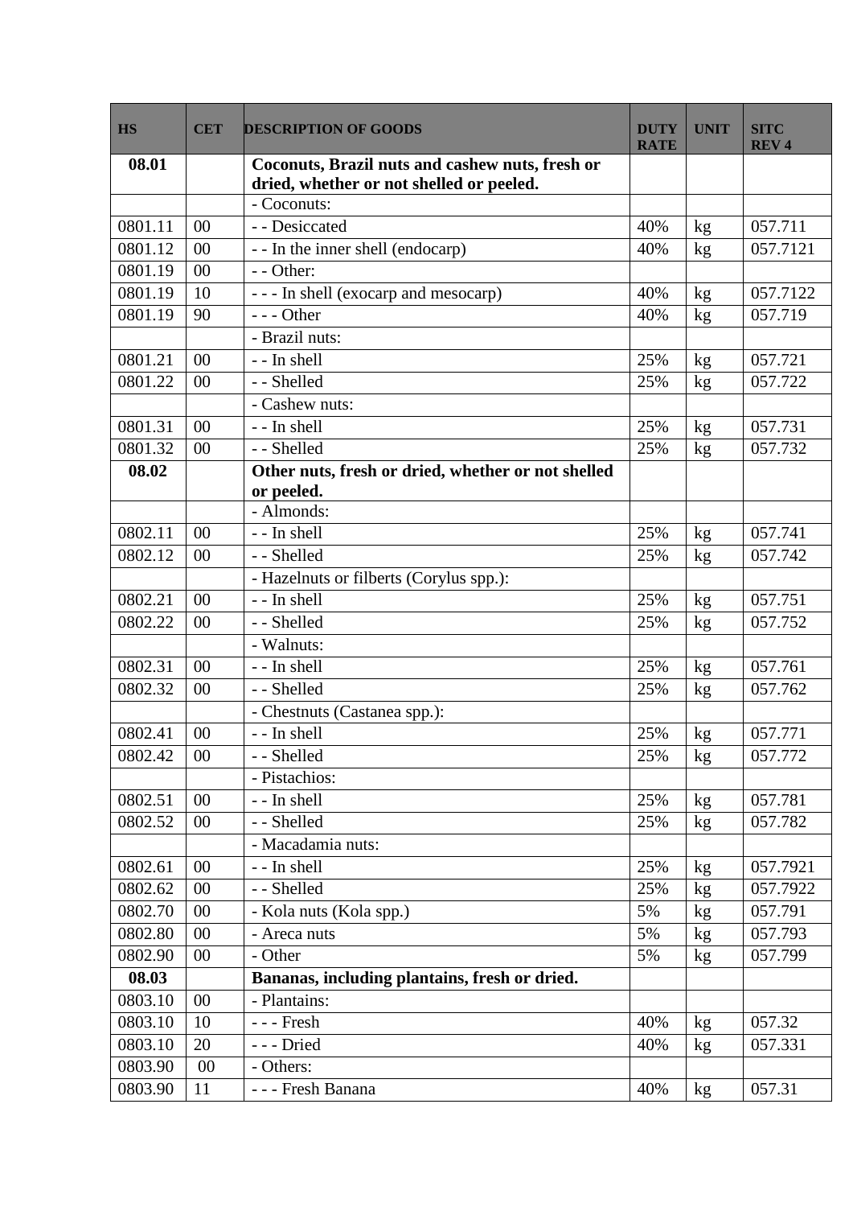| HS | CET | DESCRIPTION OF GOODS | DUTY RATE | UNIT | SITC REV 4 |
|---|---|---|---|---|---|
| **08.01** | | **Coconuts, Brazil nuts and cashew nuts, fresh or dried, whether or not shelled or peeled.** | | | |
| | | - Coconuts: | | | |
| 0801.11 | 00 | - - Desiccated | 40% | kg | 057.711 |
| 0801.12 | 00 | - - In the inner shell (endocarp) | 40% | kg | 057.7121 |
| 0801.19 | 00 | - - Other: | | | |
| 0801.19 | 10 | - - - In shell (exocarp and mesocarp) | 40% | kg | 057.7122 |
| 0801.19 | 90 | - - - Other | 40% | kg | 057.719 |
| | | - Brazil nuts: | | | |
| 0801.21 | 00 | - - In shell | 25% | kg | 057.721 |
| 0801.22 | 00 | - - Shelled | 25% | kg | 057.722 |
| | | - Cashew nuts: | | | |
| 0801.31 | 00 | - - In shell | 25% | kg | 057.731 |
| 0801.32 | 00 | - - Shelled | 25% | kg | 057.732 |
| **08.02** | | **Other nuts, fresh or dried, whether or not shelled or peeled.** | | | |
| | | - Almonds: | | | |
| 0802.11 | 00 | - - In shell | 25% | kg | 057.741 |
| 0802.12 | 00 | - - Shelled | 25% | kg | 057.742 |
| | | - Hazelnuts or filberts (Corylus spp.): | | | |
| 0802.21 | 00 | - - In shell | 25% | kg | 057.751 |
| 0802.22 | 00 | - - Shelled | 25% | kg | 057.752 |
| | | - Walnuts: | | | |
| 0802.31 | 00 | - - In shell | 25% | kg | 057.761 |
| 0802.32 | 00 | - - Shelled | 25% | kg | 057.762 |
| | | - Chestnuts (Castanea spp.): | | | |
| 0802.41 | 00 | - - In shell | 25% | kg | 057.771 |
| 0802.42 | 00 | - - Shelled | 25% | kg | 057.772 |
| | | - Pistachios: | | | |
| 0802.51 | 00 | - - In shell | 25% | kg | 057.781 |
| 0802.52 | 00 | - - Shelled | 25% | kg | 057.782 |
| | | - Macadamia nuts: | | | |
| 0802.61 | 00 | - - In shell | 25% | kg | 057.7921 |
| 0802.62 | 00 | - - Shelled | 25% | kg | 057.7922 |
| 0802.70 | 00 | - Kola nuts (Kola spp.) | 5% | kg | 057.791 |
| 0802.80 | 00 | - Areca nuts | 5% | kg | 057.793 |
| 0802.90 | 00 | - Other | 5% | kg | 057.799 |
| **08.03** | | **Bananas, including plantains, fresh or dried.** | | | |
| 0803.10 | 00 | - Plantains: | | | |
| 0803.10 | 10 | - - - Fresh | 40% | kg | 057.32 |
| 0803.10 | 20 | - - - Dried | 40% | kg | 057.331 |
| 0803.90 | 00 | - Others: | | | |
| 0803.90 | 11 | - - - Fresh Banana | 40% | kg | 057.31 |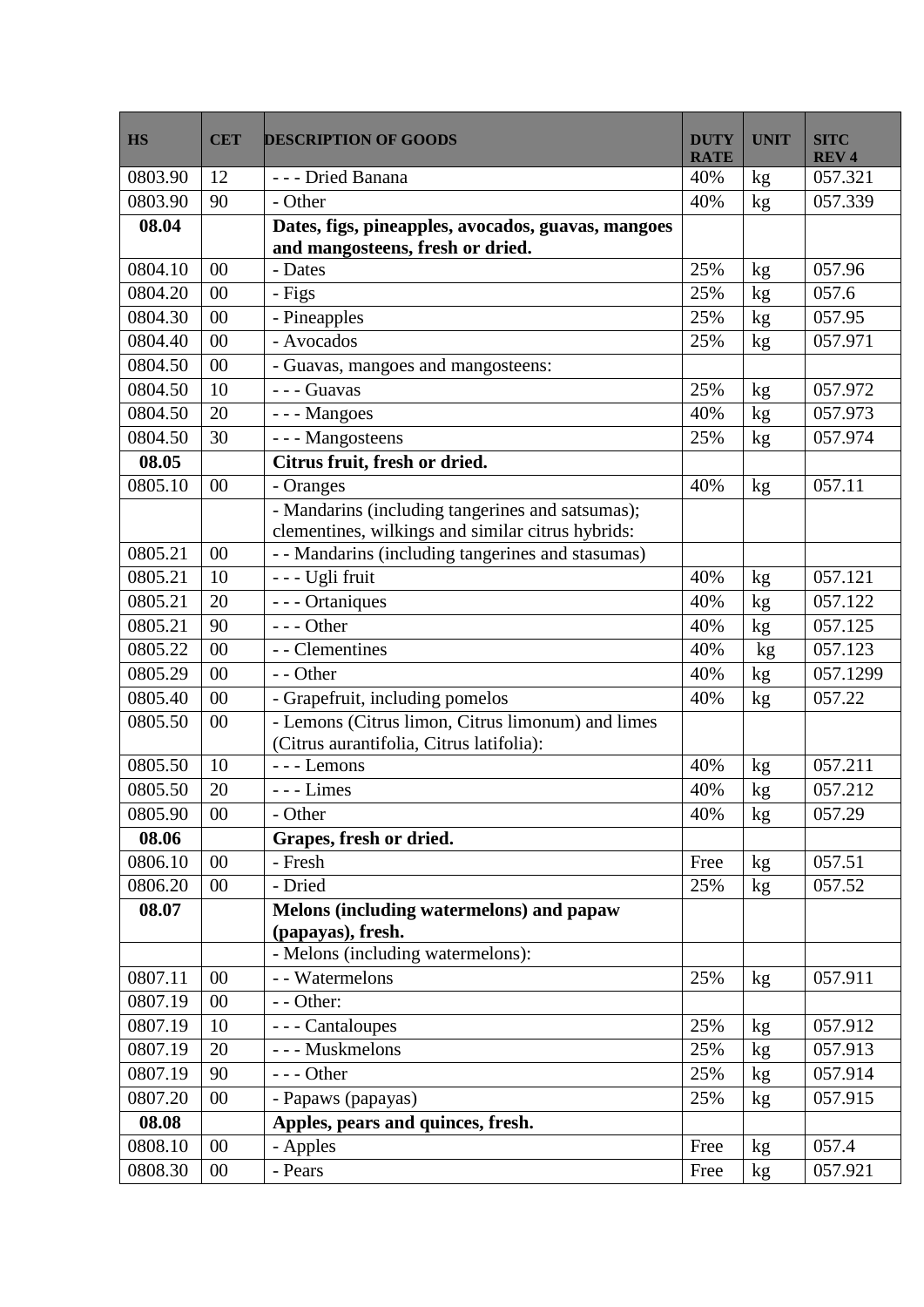| HS | CET | DESCRIPTION OF GOODS | DUTY RATE | UNIT | SITC REV 4 |
|---|---|---|---|---|---|
| 0803.90 | 12 | - - - Dried Banana | 40% | kg | 057.321 |
| 0803.90 | 90 | - Other | 40% | kg | 057.339 |
| **08.04** | | **Dates, figs, pineapples, avocados, guavas, mangoes and mangosteens, fresh or dried.** | | | |
| 0804.10 | 00 | - Dates | 25% | kg | 057.96 |
| 0804.20 | 00 | - Figs | 25% | kg | 057.6 |
| 0804.30 | 00 | - Pineapples | 25% | kg | 057.95 |
| 0804.40 | 00 | - Avocados | 25% | kg | 057.971 |
| 0804.50 | 00 | - Guavas, mangoes and mangosteens: | | | |
| 0804.50 | 10 | - - - Guavas | 25% | kg | 057.972 |
| 0804.50 | 20 | - - - Mangoes | 40% | kg | 057.973 |
| 0804.50 | 30 | - - - Mangosteens | 25% | kg | 057.974 |
| **08.05** | | **Citrus fruit, fresh or dried.** | | | |
| 0805.10 | 00 | - Oranges | 40% | kg | 057.11 |
| | | - Mandarins (including tangerines and satsumas); clementines, wilkings and similar citrus hybrids: | | | |
| 0805.21 | 00 | - - Mandarins (including tangerines and stasumas) | | | |
| 0805.21 | 10 | - - - Ugli fruit | 40% | kg | 057.121 |
| 0805.21 | 20 | - - - Ortaniques | 40% | kg | 057.122 |
| 0805.21 | 90 | - - - Other | 40% | kg | 057.125 |
| 0805.22 | 00 | - - Clementines | 40% | kg | 057.123 |
| 0805.29 | 00 | - - Other | 40% | kg | 057.1299 |
| 0805.40 | 00 | - Grapefruit, including pomelos | 40% | kg | 057.22 |
| 0805.50 | 00 | - Lemons (Citrus limon, Citrus limonum) and limes (Citrus aurantifolia, Citrus latifolia): | | | |
| 0805.50 | 10 | - - - Lemons | 40% | kg | 057.211 |
| 0805.50 | 20 | - - - Limes | 40% | kg | 057.212 |
| 0805.90 | 00 | - Other | 40% | kg | 057.29 |
| **08.06** | | **Grapes, fresh or dried.** | | | |
| 0806.10 | 00 | - Fresh | Free | kg | 057.51 |
| 0806.20 | 00 | - Dried | 25% | kg | 057.52 |
| **08.07** | | **Melons (including watermelons) and papaw (papayas), fresh.** | | | |
| | | - Melons (including watermelons): | | | |
| 0807.11 | 00 | - - Watermelons | 25% | kg | 057.911 |
| 0807.19 | 00 | - - Other: | | | |
| 0807.19 | 10 | - - - Cantaloupes | 25% | kg | 057.912 |
| 0807.19 | 20 | - - - Muskmelons | 25% | kg | 057.913 |
| 0807.19 | 90 | - - - Other | 25% | kg | 057.914 |
| 0807.20 | 00 | - Papaws (papayas) | 25% | kg | 057.915 |
| **08.08** | | **Apples, pears and quinces, fresh.** | | | |
| 0808.10 | 00 | - Apples | Free | kg | 057.4 |
| 0808.30 | 00 | - Pears | Free | kg | 057.921 |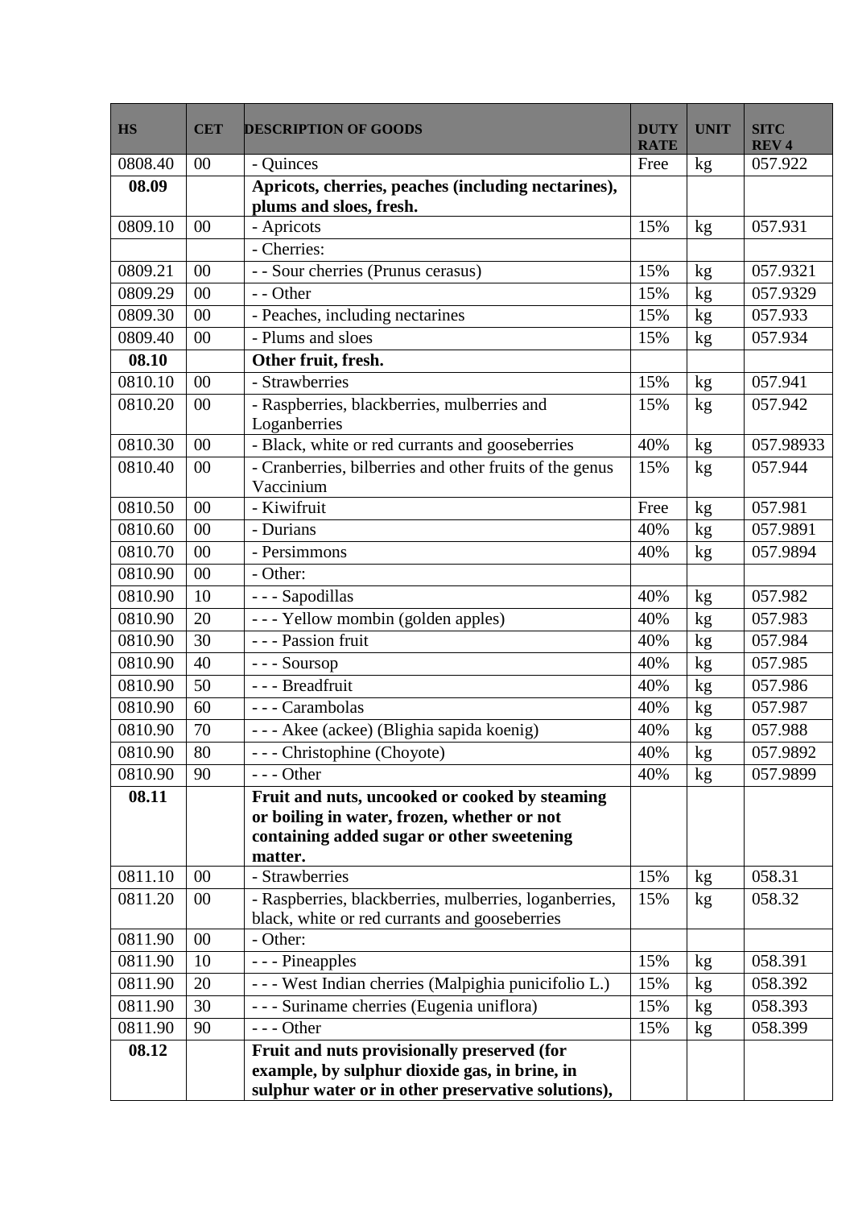| HS | CET | DESCRIPTION OF GOODS | DUTY RATE | UNIT | SITC REV 4 |
|---|---|---|---|---|---|
| 0808.40 | 00 | - Quinces | Free | kg | 057.922 |
| **08.09** | | **Apricots, cherries, peaches (including nectarines), plums and sloes, fresh.** | | | |
| 0809.10 | 00 | - Apricots | 15% | kg | 057.931 |
| | | - Cherries: | | | |
| 0809.21 | 00 | - - Sour cherries (Prunus cerasus) | 15% | kg | 057.9321 |
| 0809.29 | 00 | - - Other | 15% | kg | 057.9329 |
| 0809.30 | 00 | - Peaches, including nectarines | 15% | kg | 057.933 |
| 0809.40 | 00 | - Plums and sloes | 15% | kg | 057.934 |
| **08.10** | | **Other fruit, fresh.** | | | |
| 0810.10 | 00 | - Strawberries | 15% | kg | 057.941 |
| 0810.20 | 00 | - Raspberries, blackberries, mulberries and Loganberries | 15% | kg | 057.942 |
| 0810.30 | 00 | - Black, white or red currants and gooseberries | 40% | kg | 057.98933 |
| 0810.40 | 00 | - Cranberries, bilberries and other fruits of the genus Vaccinium | 15% | kg | 057.944 |
| 0810.50 | 00 | - Kiwifruit | Free | kg | 057.981 |
| 0810.60 | 00 | - Durians | 40% | kg | 057.9891 |
| 0810.70 | 00 | - Persimmons | 40% | kg | 057.9894 |
| 0810.90 | 00 | - Other: | | | |
| 0810.90 | 10 | - - - Sapodillas | 40% | kg | 057.982 |
| 0810.90 | 20 | - - - Yellow mombin (golden apples) | 40% | kg | 057.983 |
| 0810.90 | 30 | - - - Passion fruit | 40% | kg | 057.984 |
| 0810.90 | 40 | - - - Soursop | 40% | kg | 057.985 |
| 0810.90 | 50 | - - - Breadfruit | 40% | kg | 057.986 |
| 0810.90 | 60 | - - - Carambolas | 40% | kg | 057.987 |
| 0810.90 | 70 | - - - Akee (ackee) (Blighia sapida koenig) | 40% | kg | 057.988 |
| 0810.90 | 80 | - - - Christophine (Choyote) | 40% | kg | 057.9892 |
| 0810.90 | 90 | - - - Other | 40% | kg | 057.9899 |
| **08.11** | | **Fruit and nuts, uncooked or cooked by steaming or boiling in water, frozen, whether or not containing added sugar or other sweetening matter.** | | | |
| 0811.10 | 00 | - Strawberries | 15% | kg | 058.31 |
| 0811.20 | 00 | - Raspberries, blackberries, mulberries, loganberries, black, white or red currants and gooseberries | 15% | kg | 058.32 |
| 0811.90 | 00 | - Other: | | | |
| 0811.90 | 10 | - - - Pineapples | 15% | kg | 058.391 |
| 0811.90 | 20 | - - - West Indian cherries (Malpighia punicifolio L.) | 15% | kg | 058.392 |
| 0811.90 | 30 | - - - Suriname cherries (Eugenia uniflora) | 15% | kg | 058.393 |
| 0811.90 | 90 | - - - Other | 15% | kg | 058.399 |
| **08.12** | | **Fruit and nuts provisionally preserved (for example, by sulphur dioxide gas, in brine, in sulphur water or in other preservative solutions),** | | | |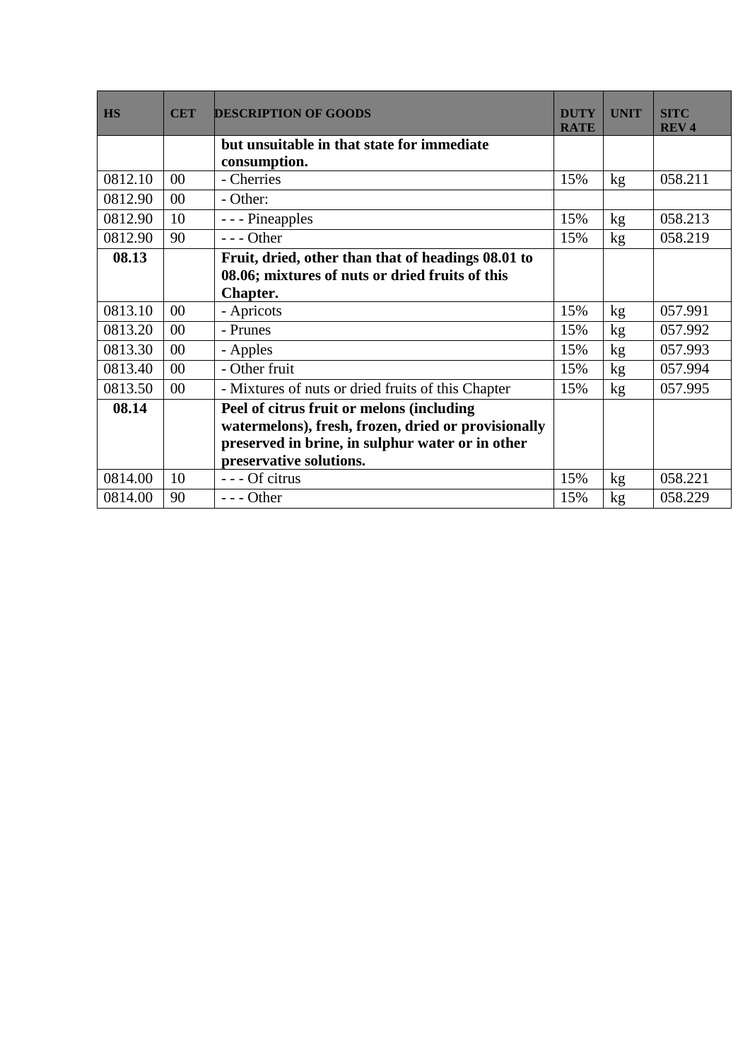| HS | CET | DESCRIPTION OF GOODS | DUTY RATE | UNIT | SITC REV 4 |
|---|---|---|---|---|---|
| | | **but unsuitable in that state for immediate consumption.** | | | |
| 0812.10 | 00 | - Cherries | 15% | kg | 058.211 |
| 0812.90 | 00 | - Other: | | | |
| 0812.90 | 10 | - - - Pineapples | 15% | kg | 058.213 |
| 0812.90 | 90 | - - - Other | 15% | kg | 058.219 |
| **08.13** | | **Fruit, dried, other than that of headings 08.01 to 08.06; mixtures of nuts or dried fruits of this Chapter.** | | | |
| 0813.10 | 00 | - Apricots | 15% | kg | 057.991 |
| 0813.20 | 00 | - Prunes | 15% | kg | 057.992 |
| 0813.30 | 00 | - Apples | 15% | kg | 057.993 |
| 0813.40 | 00 | - Other fruit | 15% | kg | 057.994 |
| 0813.50 | 00 | - Mixtures of nuts or dried fruits of this Chapter | 15% | kg | 057.995 |
| **08.14** | | **Peel of citrus fruit or melons (including watermelons), fresh, frozen, dried or provisionally preserved in brine, in sulphur water or in other preservative solutions.** | | | |
| 0814.00 | 10 | - - - Of citrus | 15% | kg | 058.221 |
| 0814.00 | 90 | - - - Other | 15% | kg | 058.229 |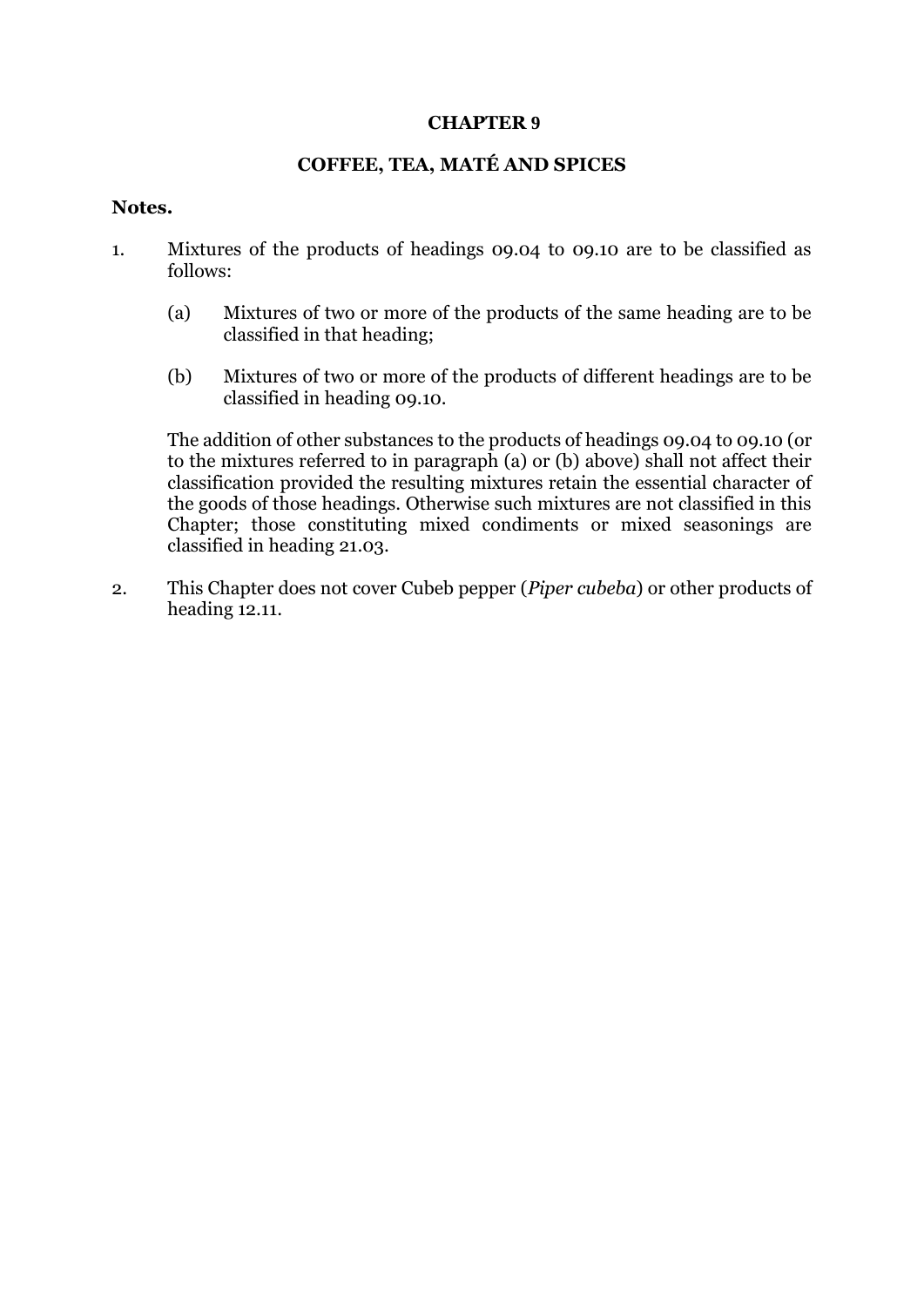# CHAPTER 9

## COFFEE, TEA, MATÉ AND SPICES

**Notes.**

1. Mixtures of the products of headings 09.04 to 09.10 are to be classified as follows:

   (a) Mixtures of two or more of the products of the same heading are to be classified in that heading;

   (b) Mixtures of two or more of the products of different headings are to be classified in heading 09.10.

   The addition of other substances to the products of headings 09.04 to 09.10 (or to the mixtures referred to in paragraph (a) or (b) above) shall not affect their classification provided the resulting mixtures retain the essential character of the goods of those headings. Otherwise such mixtures are not classified in this Chapter; those constituting mixed condiments or mixed seasonings are classified in heading 21.03.

2. This Chapter does not cover Cubeb pepper (*Piper cubeba*) or other products of heading 12.11.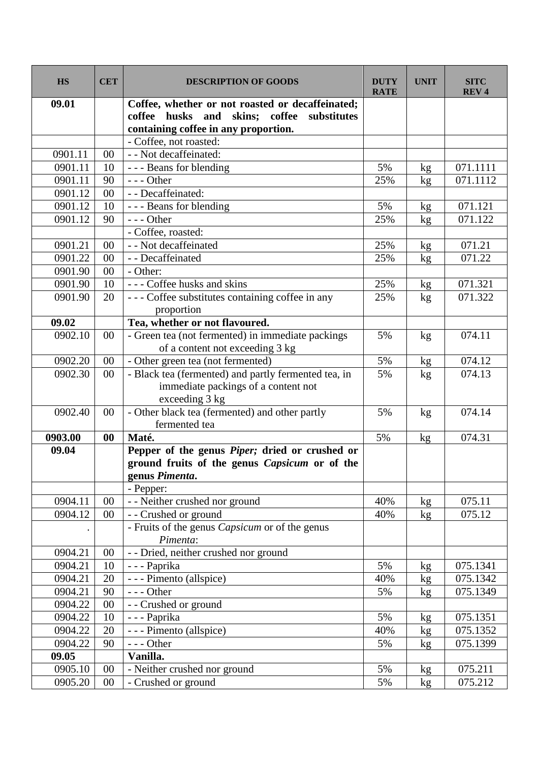| HS | CET | DESCRIPTION OF GOODS | DUTY RATE | UNIT | SITC REV 4 |
|---|---|---|---|---|---|
| **09.01** | | **Coffee, whether or not roasted or decaffeinated; coffee husks and skins; coffee substitutes containing coffee in any proportion.** | | | |
| | | - Coffee, not roasted: | | | |
| 0901.11 | 00 | - - Not decaffeinated: | | | |
| 0901.11 | 10 | - - - Beans for blending | 5% | kg | 071.1111 |
| 0901.11 | 90 | - - - Other | 25% | kg | 071.1112 |
| 0901.12 | 00 | - - Decaffeinated: | | | |
| 0901.12 | 10 | - - - Beans for blending | 5% | kg | 071.121 |
| 0901.12 | 90 | - - - Other | 25% | kg | 071.122 |
| | | - Coffee, roasted: | | | |
| 0901.21 | 00 | - - Not decaffeinated | 25% | kg | 071.21 |
| 0901.22 | 00 | - - Decaffeinated | 25% | kg | 071.22 |
| 0901.90 | 00 | - Other: | | | |
| 0901.90 | 10 | - - - Coffee husks and skins | 25% | kg | 071.321 |
| 0901.90 | 20 | - - - Coffee substitutes containing coffee in any proportion | 25% | kg | 071.322 |
| **09.02** | | **Tea, whether or not flavoured.** | | | |
| 0902.10 | 00 | - Green tea (not fermented) in immediate packings of a content not exceeding 3 kg | 5% | kg | 074.11 |
| 0902.20 | 00 | - Other green tea (not fermented) | 5% | kg | 074.12 |
| 0902.30 | 00 | - Black tea (fermented) and partly fermented tea, in immediate packings of a content not exceeding 3 kg | 5% | kg | 074.13 |
| 0902.40 | 00 | - Other black tea (fermented) and other partly fermented tea | 5% | kg | 074.14 |
| **0903.00** | **00** | **Maté.** | 5% | kg | 074.31 |
| **09.04** | | **Pepper of the genus *Piper;* dried or crushed or ground fruits of the genus *Capsicum* or of the genus *Pimenta*.** | | | |
| | | - Pepper: | | | |
| 0904.11 | 00 | - - Neither crushed nor ground | 40% | kg | 075.11 |
| 0904.12 | 00 | - - Crushed or ground | 40% | kg | 075.12 |
| . | | - Fruits of the genus *Capsicum* or of the genus *Pimenta*: | | | |
| 0904.21 | 00 | - - Dried, neither crushed nor ground | | | |
| 0904.21 | 10 | - - - Paprika | 5% | kg | 075.1341 |
| 0904.21 | 20 | - - - Pimento (allspice) | 40% | kg | 075.1342 |
| 0904.21 | 90 | - - - Other | 5% | kg | 075.1349 |
| 0904.22 | 00 | - - Crushed or ground | | | |
| 0904.22 | 10 | - - - Paprika | 5% | kg | 075.1351 |
| 0904.22 | 20 | - - - Pimento (allspice) | 40% | kg | 075.1352 |
| 0904.22 | 90 | - - - Other | 5% | kg | 075.1399 |
| **09.05** | | **Vanilla.** | | | |
| 0905.10 | 00 | - Neither crushed nor ground | 5% | kg | 075.211 |
| 0905.20 | 00 | - Crushed or ground | 5% | kg | 075.212 |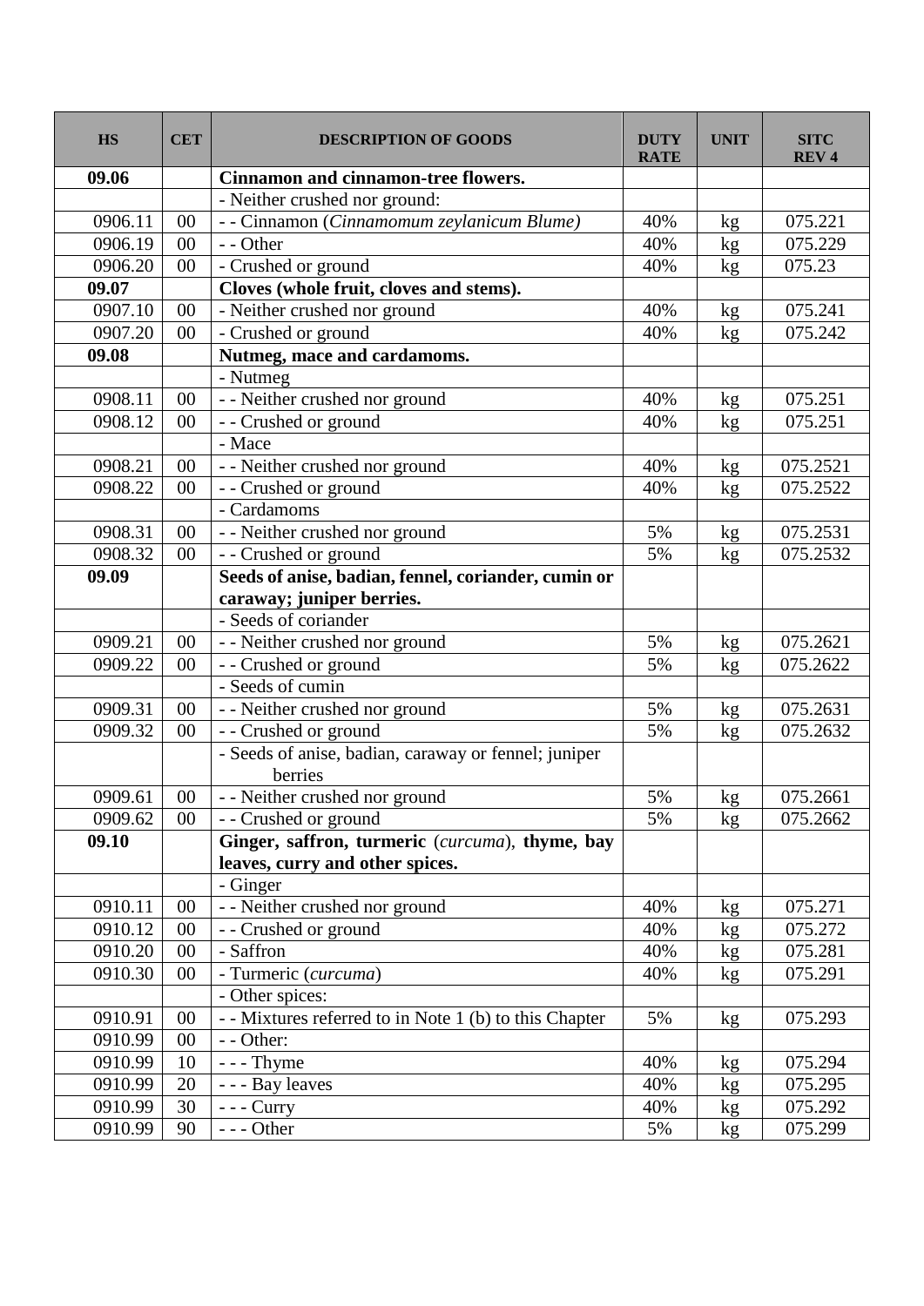| HS | CET | DESCRIPTION OF GOODS | DUTY RATE | UNIT | SITC REV 4 |
|---|---|---|---|---|---|
| **09.06** | | **Cinnamon and cinnamon-tree flowers.** | | | |
| | | - Neither crushed nor ground: | | | |
| 0906.11 | 00 | - - Cinnamon (*Cinnamomum zeylanicum Blume)* | 40% | kg | 075.221 |
| 0906.19 | 00 | - - Other | 40% | kg | 075.229 |
| 0906.20 | 00 | - Crushed or ground | 40% | kg | 075.23 |
| **09.07** | | **Cloves (whole fruit, cloves and stems).** | | | |
| 0907.10 | 00 | - Neither crushed nor ground | 40% | kg | 075.241 |
| 0907.20 | 00 | - Crushed or ground | 40% | kg | 075.242 |
| **09.08** | | **Nutmeg, mace and cardamoms.** | | | |
| | | - Nutmeg | | | |
| 0908.11 | 00 | - - Neither crushed nor ground | 40% | kg | 075.251 |
| 0908.12 | 00 | - - Crushed or ground | 40% | kg | 075.251 |
| | | - Mace | | | |
| 0908.21 | 00 | - - Neither crushed nor ground | 40% | kg | 075.2521 |
| 0908.22 | 00 | - - Crushed or ground | 40% | kg | 075.2522 |
| | | - Cardamoms | | | |
| 0908.31 | 00 | - - Neither crushed nor ground | 5% | kg | 075.2531 |
| 0908.32 | 00 | - - Crushed or ground | 5% | kg | 075.2532 |
| **09.09** | | **Seeds of anise, badian, fennel, coriander, cumin or caraway; juniper berries.** | | | |
| | | - Seeds of coriander | | | |
| 0909.21 | 00 | - - Neither crushed nor ground | 5% | kg | 075.2621 |
| 0909.22 | 00 | - - Crushed or ground | 5% | kg | 075.2622 |
| | | - Seeds of cumin | | | |
| 0909.31 | 00 | - - Neither crushed nor ground | 5% | kg | 075.2631 |
| 0909.32 | 00 | - - Crushed or ground | 5% | kg | 075.2632 |
| | | - Seeds of anise, badian, caraway or fennel; juniper berries | | | |
| 0909.61 | 00 | - - Neither crushed nor ground | 5% | kg | 075.2661 |
| 0909.62 | 00 | - - Crushed or ground | 5% | kg | 075.2662 |
| **09.10** | | **Ginger, saffron, turmeric** (*curcuma*), **thyme, bay leaves, curry and other spices.** | | | |
| | | - Ginger | | | |
| 0910.11 | 00 | - - Neither crushed nor ground | 40% | kg | 075.271 |
| 0910.12 | 00 | - - Crushed or ground | 40% | kg | 075.272 |
| 0910.20 | 00 | - Saffron | 40% | kg | 075.281 |
| 0910.30 | 00 | - Turmeric (*curcuma*) | 40% | kg | 075.291 |
| | | - Other spices: | | | |
| 0910.91 | 00 | - - Mixtures referred to in Note 1 (b) to this Chapter | 5% | kg | 075.293 |
| 0910.99 | 00 | - - Other: | | | |
| 0910.99 | 10 | - - - Thyme | 40% | kg | 075.294 |
| 0910.99 | 20 | - - - Bay leaves | 40% | kg | 075.295 |
| 0910.99 | 30 | - - - Curry | 40% | kg | 075.292 |
| 0910.99 | 90 | - - - Other | 5% | kg | 075.299 |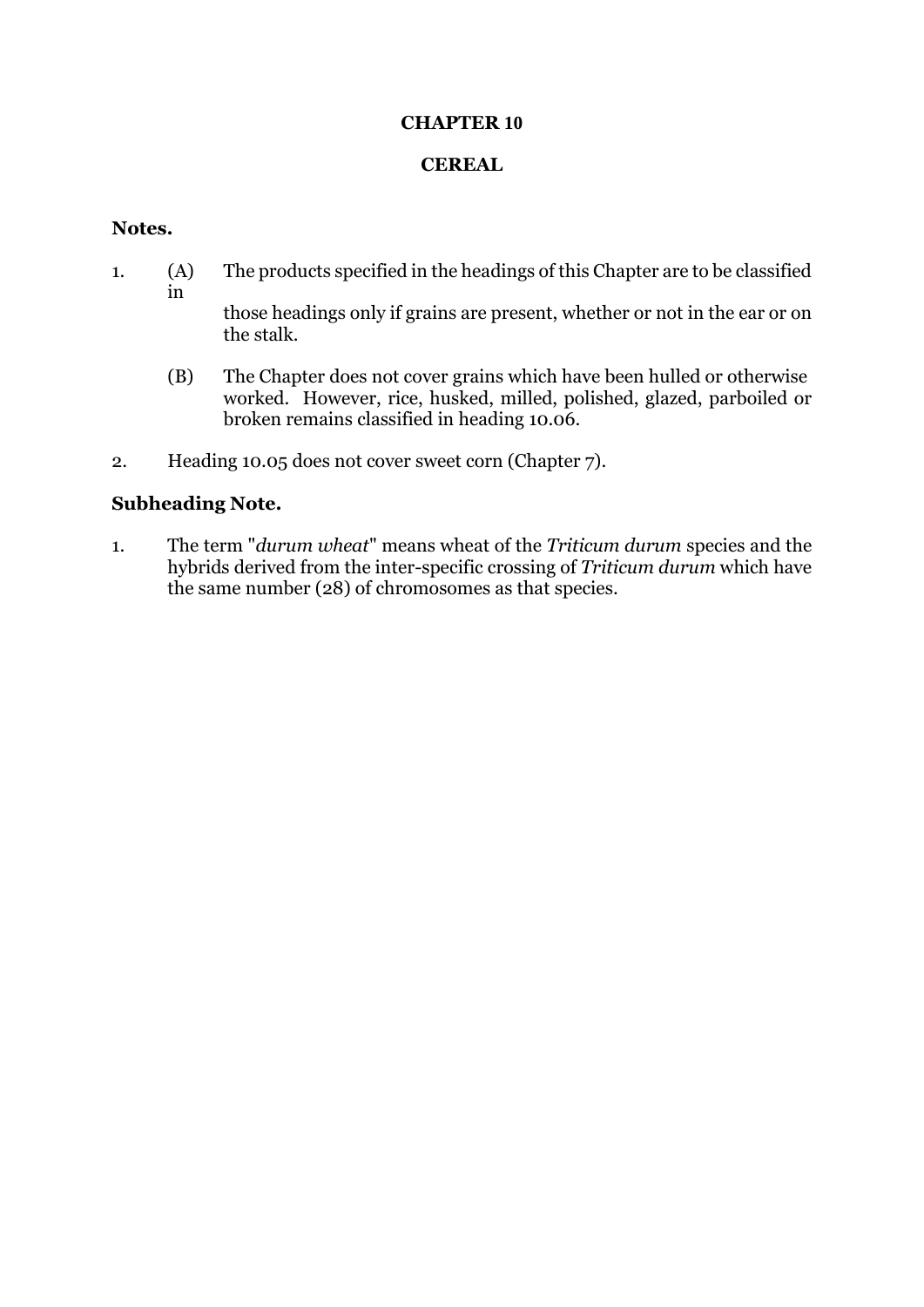# CHAPTER 10

## CEREAL

### Notes.

1. (A) The products specified in the headings of this Chapter are to be classified in those headings only if grains are present, whether or not in the ear or on the stalk.

   (B) The Chapter does not cover grains which have been hulled or otherwise worked. However, rice, husked, milled, polished, glazed, parboiled or broken remains classified in heading 10.06.

2. Heading 10.05 does not cover sweet corn (Chapter 7).

### Subheading Note.

1. The term "*durum wheat*" means wheat of the *Triticum durum* species and the hybrids derived from the inter-specific crossing of *Triticum durum* which have the same number (28) of chromosomes as that species.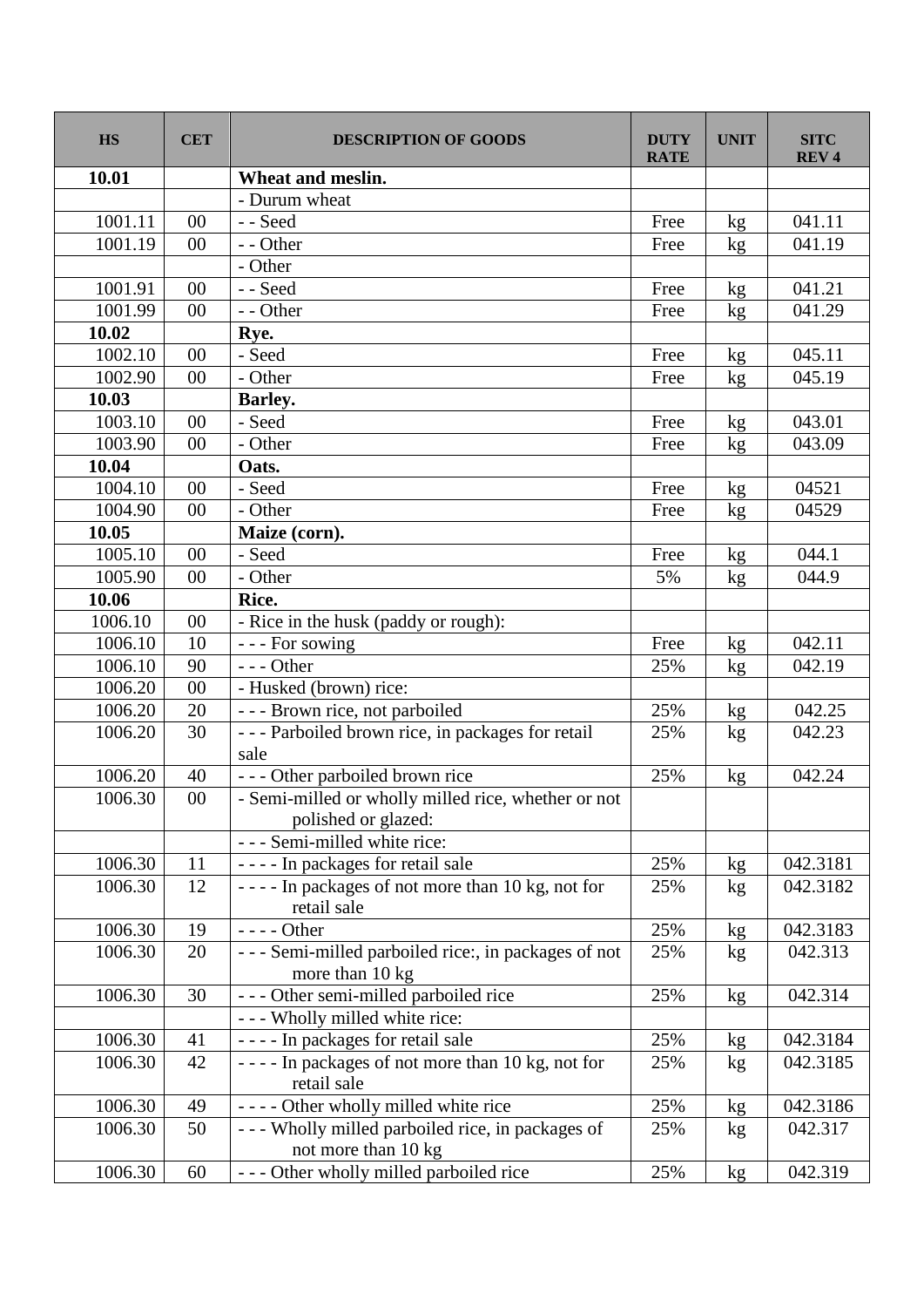| HS | CET | DESCRIPTION OF GOODS | DUTY RATE | UNIT | SITC REV 4 |
|---|---|---|---|---|---|
| **10.01** | | **Wheat and meslin.** | | | |
| | | - Durum wheat | | | |
| 1001.11 | 00 | - - Seed | Free | kg | 041.11 |
| 1001.19 | 00 | - - Other | Free | kg | 041.19 |
| | | - Other | | | |
| 1001.91 | 00 | - - Seed | Free | kg | 041.21 |
| 1001.99 | 00 | - - Other | Free | kg | 041.29 |
| **10.02** | | **Rye.** | | | |
| 1002.10 | 00 | - Seed | Free | kg | 045.11 |
| 1002.90 | 00 | - Other | Free | kg | 045.19 |
| **10.03** | | **Barley.** | | | |
| 1003.10 | 00 | - Seed | Free | kg | 043.01 |
| 1003.90 | 00 | - Other | Free | kg | 043.09 |
| **10.04** | | **Oats.** | | | |
| 1004.10 | 00 | - Seed | Free | kg | 04521 |
| 1004.90 | 00 | - Other | Free | kg | 04529 |
| **10.05** | | **Maize (corn).** | | | |
| 1005.10 | 00 | - Seed | Free | kg | 044.1 |
| 1005.90 | 00 | - Other | 5% | kg | 044.9 |
| **10.06** | | **Rice.** | | | |
| 1006.10 | 00 | - Rice in the husk (paddy or rough): | | | |
| 1006.10 | 10 | - - - For sowing | Free | kg | 042.11 |
| 1006.10 | 90 | - - - Other | 25% | kg | 042.19 |
| 1006.20 | 00 | - Husked (brown) rice: | | | |
| 1006.20 | 20 | - - - Brown rice, not parboiled | 25% | kg | 042.25 |
| 1006.20 | 30 | - - - Parboiled brown rice, in packages for retail sale | 25% | kg | 042.23 |
| 1006.20 | 40 | - - - Other parboiled brown rice | 25% | kg | 042.24 |
| 1006.30 | 00 | - Semi-milled or wholly milled rice, whether or not polished or glazed: | | | |
| | | - - - Semi-milled white rice: | | | |
| 1006.30 | 11 | - - - - In packages for retail sale | 25% | kg | 042.3181 |
| 1006.30 | 12 | - - - - In packages of not more than 10 kg, not for retail sale | 25% | kg | 042.3182 |
| 1006.30 | 19 | - - - - Other | 25% | kg | 042.3183 |
| 1006.30 | 20 | - - - Semi-milled parboiled rice:, in packages of not more than 10 kg | 25% | kg | 042.313 |
| 1006.30 | 30 | - - - Other semi-milled parboiled rice | 25% | kg | 042.314 |
| | | - - - Wholly milled white rice: | | | |
| 1006.30 | 41 | - - - - In packages for retail sale | 25% | kg | 042.3184 |
| 1006.30 | 42 | - - - - In packages of not more than 10 kg, not for retail sale | 25% | kg | 042.3185 |
| 1006.30 | 49 | - - - - Other wholly milled white rice | 25% | kg | 042.3186 |
| 1006.30 | 50 | - - - Wholly milled parboiled rice, in packages of not more than 10 kg | 25% | kg | 042.317 |
| 1006.30 | 60 | - - - Other wholly milled parboiled rice | 25% | kg | 042.319 |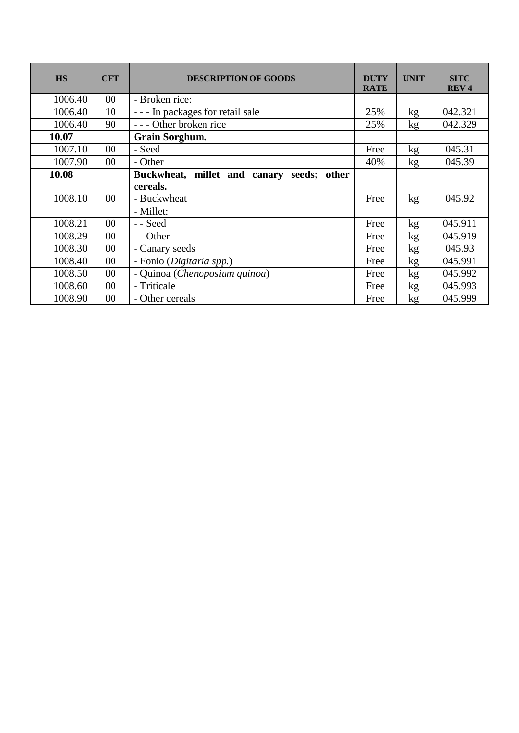| HS | CET | DESCRIPTION OF GOODS | DUTY RATE | UNIT | SITC REV 4 |
|---|---|---|---|---|---|
| 1006.40 | 00 | - Broken rice: | | | |
| 1006.40 | 10 | - - - In packages for retail sale | 25% | kg | 042.321 |
| 1006.40 | 90 | - - - Other broken rice | 25% | kg | 042.329 |
| **10.07** | | **Grain Sorghum.** | | | |
| 1007.10 | 00 | - Seed | Free | kg | 045.31 |
| 1007.90 | 00 | - Other | 40% | kg | 045.39 |
| **10.08** | | **Buckwheat, millet and canary seeds; other cereals.** | | | |
| 1008.10 | 00 | - Buckwheat | Free | kg | 045.92 |
| | | - Millet: | | | |
| 1008.21 | 00 | - - Seed | Free | kg | 045.911 |
| 1008.29 | 00 | - - Other | Free | kg | 045.919 |
| 1008.30 | 00 | - Canary seeds | Free | kg | 045.93 |
| 1008.40 | 00 | - Fonio (*Digitaria spp.*) | Free | kg | 045.991 |
| 1008.50 | 00 | - Quinoa (*Chenoposium quinoa*) | Free | kg | 045.992 |
| 1008.60 | 00 | - Triticale | Free | kg | 045.993 |
| 1008.90 | 00 | - Other cereals | Free | kg | 045.999 |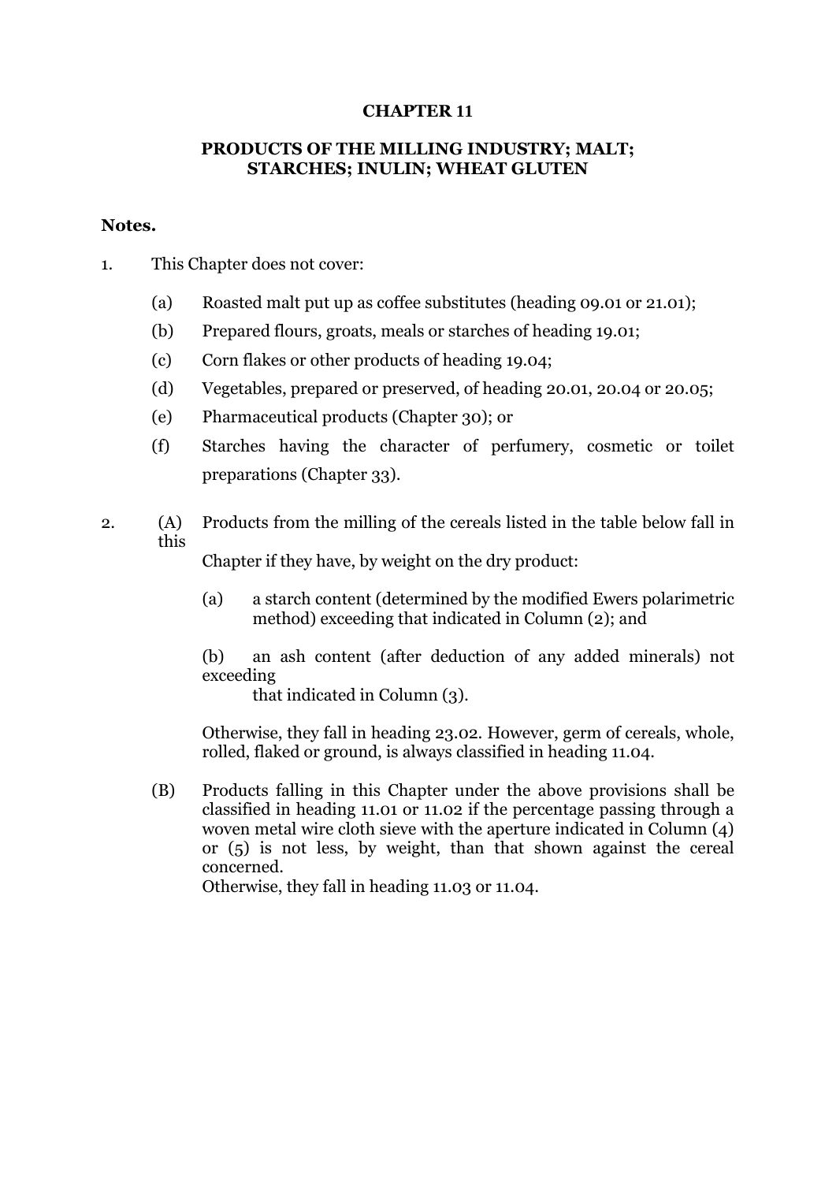# CHAPTER 11

## PRODUCTS OF THE MILLING INDUSTRY; MALT; STARCHES; INULIN; WHEAT GLUTEN

**Notes.**

1. This Chapter does not cover:

   (a) Roasted malt put up as coffee substitutes (heading 09.01 or 21.01);

   (b) Prepared flours, groats, meals or starches of heading 19.01;

   (c) Corn flakes or other products of heading 19.04;

   (d) Vegetables, prepared or preserved, of heading 20.01, 20.04 or 20.05;

   (e) Pharmaceutical products (Chapter 30); or

   (f) Starches having the character of perfumery, cosmetic or toilet preparations (Chapter 33).

2. (A) Products from the milling of the cereals listed in the table below fall in this Chapter if they have, by weight on the dry product:

   (a) a starch content (determined by the modified Ewers polarimetric method) exceeding that indicated in Column (2); and

   (b) an ash content (after deduction of any added minerals) not exceeding that indicated in Column (3).

   Otherwise, they fall in heading 23.02. However, germ of cereals, whole, rolled, flaked or ground, is always classified in heading 11.04.

   (B) Products falling in this Chapter under the above provisions shall be classified in heading 11.01 or 11.02 if the percentage passing through a woven metal wire cloth sieve with the aperture indicated in Column (4) or (5) is not less, by weight, than that shown against the cereal concerned.
   Otherwise, they fall in heading 11.03 or 11.04.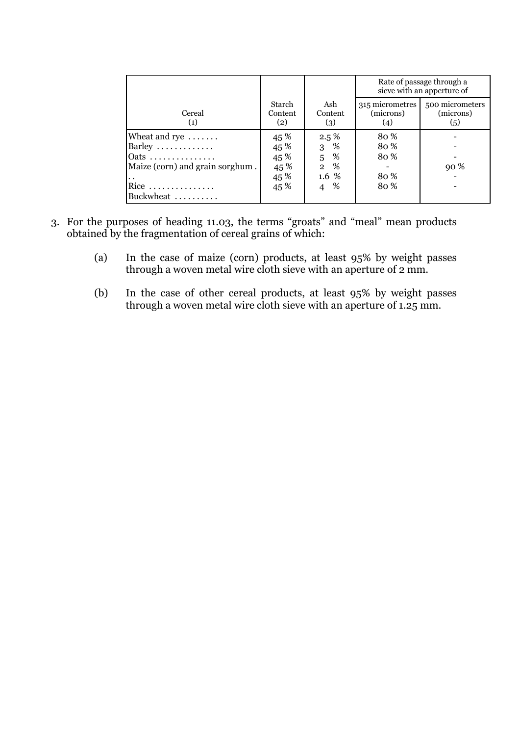| Cereal (1) | Starch Content (2) | Ash Content (3) | Rate of passage through a sieve with an apperture of 315 micrometres (microns) (4) | 500 micrometers (microns) (5) |
|---|---|---|---|---|
| Wheat and rye ....... | 45 % | 2.5 % | 80 % | - |
| Barley ............. | 45 % | 3 % | 80 % | - |
| Oats ............... | 45 % | 5 % | 80 % | - |
| Maize (corn) and grain sorghum . . . | 45 % | 2 % | - | 90 % |
| Rice ............... | 45 % | 1.6 % | 80 % | - |
| Buckwheat .......... | 45 % | 4 % | 80 % | - |

3. For the purposes of heading 11.03, the terms "groats" and "meal" mean products obtained by the fragmentation of cereal grains of which:

   (a) In the case of maize (corn) products, at least 95% by weight passes through a woven metal wire cloth sieve with an aperture of 2 mm.

   (b) In the case of other cereal products, at least 95% by weight passes through a woven metal wire cloth sieve with an aperture of 1.25 mm.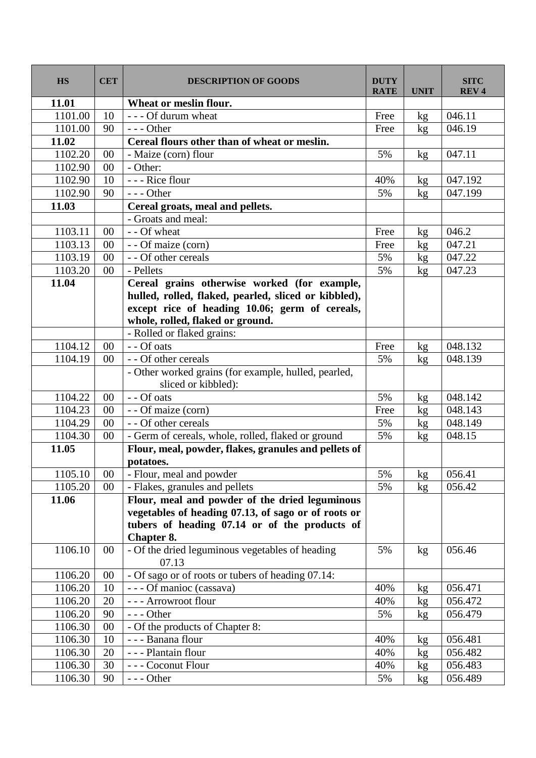| HS | CET | DESCRIPTION OF GOODS | DUTY RATE | UNIT | SITC REV 4 |
|---|---|---|---|---|---|
| **11.01** | | **Wheat or meslin flour.** | | | |
| 1101.00 | 10 | - - - Of durum wheat | Free | kg | 046.11 |
| 1101.00 | 90 | - - - Other | Free | kg | 046.19 |
| **11.02** | | **Cereal flours other than of wheat or meslin.** | | | |
| 1102.20 | 00 | - Maize (corn) flour | 5% | kg | 047.11 |
| 1102.90 | 00 | - Other: | | | |
| 1102.90 | 10 | - - - Rice flour | 40% | kg | 047.192 |
| 1102.90 | 90 | - - - Other | 5% | kg | 047.199 |
| **11.03** | | **Cereal groats, meal and pellets.** | | | |
| | | - Groats and meal: | | | |
| 1103.11 | 00 | - - Of wheat | Free | kg | 046.2 |
| 1103.13 | 00 | - - Of maize (corn) | Free | kg | 047.21 |
| 1103.19 | 00 | - - Of other cereals | 5% | kg | 047.22 |
| 1103.20 | 00 | - Pellets | 5% | kg | 047.23 |
| **11.04** | | **Cereal grains otherwise worked (for example, hulled, rolled, flaked, pearled, sliced or kibbled), except rice of heading 10.06; germ of cereals, whole, rolled, flaked or ground.** | | | |
| | | - Rolled or flaked grains: | | | |
| 1104.12 | 00 | - - Of oats | Free | kg | 048.132 |
| 1104.19 | 00 | - - Of other cereals | 5% | kg | 048.139 |
| | | - Other worked grains (for example, hulled, pearled, sliced or kibbled): | | | |
| 1104.22 | 00 | - - Of oats | 5% | kg | 048.142 |
| 1104.23 | 00 | - - Of maize (corn) | Free | kg | 048.143 |
| 1104.29 | 00 | - - Of other cereals | 5% | kg | 048.149 |
| 1104.30 | 00 | - Germ of cereals, whole, rolled, flaked or ground | 5% | kg | 048.15 |
| **11.05** | | **Flour, meal, powder, flakes, granules and pellets of potatoes.** | | | |
| 1105.10 | 00 | - Flour, meal and powder | 5% | kg | 056.41 |
| 1105.20 | 00 | - Flakes, granules and pellets | 5% | kg | 056.42 |
| **11.06** | | **Flour, meal and powder of the dried leguminous vegetables of heading 07.13, of sago or of roots or tubers of heading 07.14 or of the products of Chapter 8.** | | | |
| 1106.10 | 00 | - Of the dried leguminous vegetables of heading 07.13 | 5% | kg | 056.46 |
| 1106.20 | 00 | - Of sago or of roots or tubers of heading 07.14: | | | |
| 1106.20 | 10 | - - - Of manioc (cassava) | 40% | kg | 056.471 |
| 1106.20 | 20 | - - - Arrowroot flour | 40% | kg | 056.472 |
| 1106.20 | 90 | - - - Other | 5% | kg | 056.479 |
| 1106.30 | 00 | - Of the products of Chapter 8: | | | |
| 1106.30 | 10 | - - - Banana flour | 40% | kg | 056.481 |
| 1106.30 | 20 | - - - Plantain flour | 40% | kg | 056.482 |
| 1106.30 | 30 | - - - Coconut Flour | 40% | kg | 056.483 |
| 1106.30 | 90 | - - - Other | 5% | kg | 056.489 |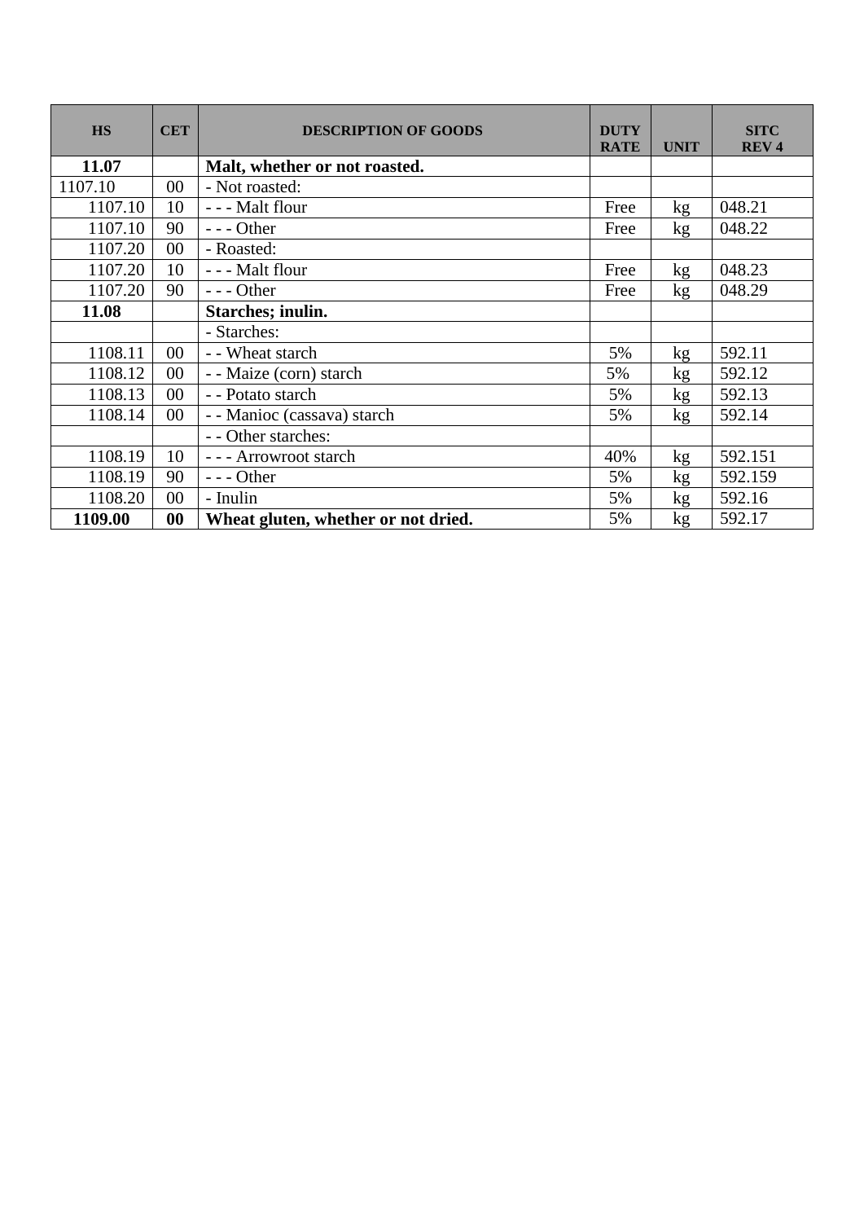| HS | CET | DESCRIPTION OF GOODS | DUTY RATE | UNIT | SITC REV 4 |
|---|---|---|---|---|---|
| **11.07** | | **Malt, whether or not roasted.** | | | |
| 1107.10 | 00 | - Not roasted: | | | |
| 1107.10 | 10 | - - - Malt flour | Free | kg | 048.21 |
| 1107.10 | 90 | - - - Other | Free | kg | 048.22 |
| 1107.20 | 00 | - Roasted: | | | |
| 1107.20 | 10 | - - - Malt flour | Free | kg | 048.23 |
| 1107.20 | 90 | - - - Other | Free | kg | 048.29 |
| **11.08** | | **Starches; inulin.** | | | |
| | | - Starches: | | | |
| 1108.11 | 00 | - - Wheat starch | 5% | kg | 592.11 |
| 1108.12 | 00 | - - Maize (corn) starch | 5% | kg | 592.12 |
| 1108.13 | 00 | - - Potato starch | 5% | kg | 592.13 |
| 1108.14 | 00 | - - Manioc (cassava) starch | 5% | kg | 592.14 |
| | | - - Other starches: | | | |
| 1108.19 | 10 | - - - Arrowroot starch | 40% | kg | 592.151 |
| 1108.19 | 90 | - - - Other | 5% | kg | 592.159 |
| 1108.20 | 00 | - Inulin | 5% | kg | 592.16 |
| **1109.00** | **00** | **Wheat gluten, whether or not dried.** | 5% | kg | 592.17 |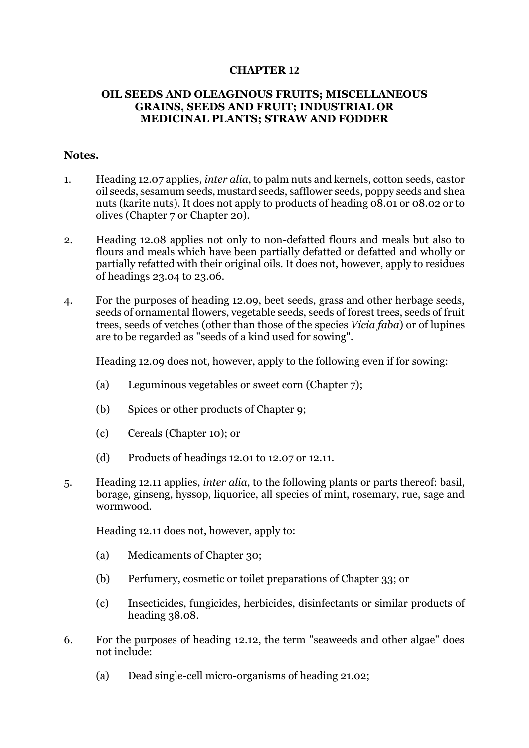# CHAPTER 12

## OIL SEEDS AND OLEAGINOUS FRUITS; MISCELLANEOUS GRAINS, SEEDS AND FRUIT; INDUSTRIAL OR MEDICINAL PLANTS; STRAW AND FODDER

**Notes.**

1. Heading 12.07 applies, *inter alia*, to palm nuts and kernels, cotton seeds, castor oil seeds, sesamum seeds, mustard seeds, safflower seeds, poppy seeds and shea nuts (karite nuts). It does not apply to products of heading 08.01 or 08.02 or to olives (Chapter 7 or Chapter 20).

2. Heading 12.08 applies not only to non-defatted flours and meals but also to flours and meals which have been partially defatted or defatted and wholly or partially refatted with their original oils. It does not, however, apply to residues of headings 23.04 to 23.06.

4. For the purposes of heading 12.09, beet seeds, grass and other herbage seeds, seeds of ornamental flowers, vegetable seeds, seeds of forest trees, seeds of fruit trees, seeds of vetches (other than those of the species *Vicia faba*) or of lupines are to be regarded as "seeds of a kind used for sowing".

   Heading 12.09 does not, however, apply to the following even if for sowing:

   (a) Leguminous vegetables or sweet corn (Chapter 7);

   (b) Spices or other products of Chapter 9;

   (c) Cereals (Chapter 10); or

   (d) Products of headings 12.01 to 12.07 or 12.11.

5. Heading 12.11 applies, *inter alia*, to the following plants or parts thereof: basil, borage, ginseng, hyssop, liquorice, all species of mint, rosemary, rue, sage and wormwood.

   Heading 12.11 does not, however, apply to:

   (a) Medicaments of Chapter 30;

   (b) Perfumery, cosmetic or toilet preparations of Chapter 33; or

   (c) Insecticides, fungicides, herbicides, disinfectants or similar products of heading 38.08.

6. For the purposes of heading 12.12, the term "seaweeds and other algae" does not include:

   (a) Dead single-cell micro-organisms of heading 21.02;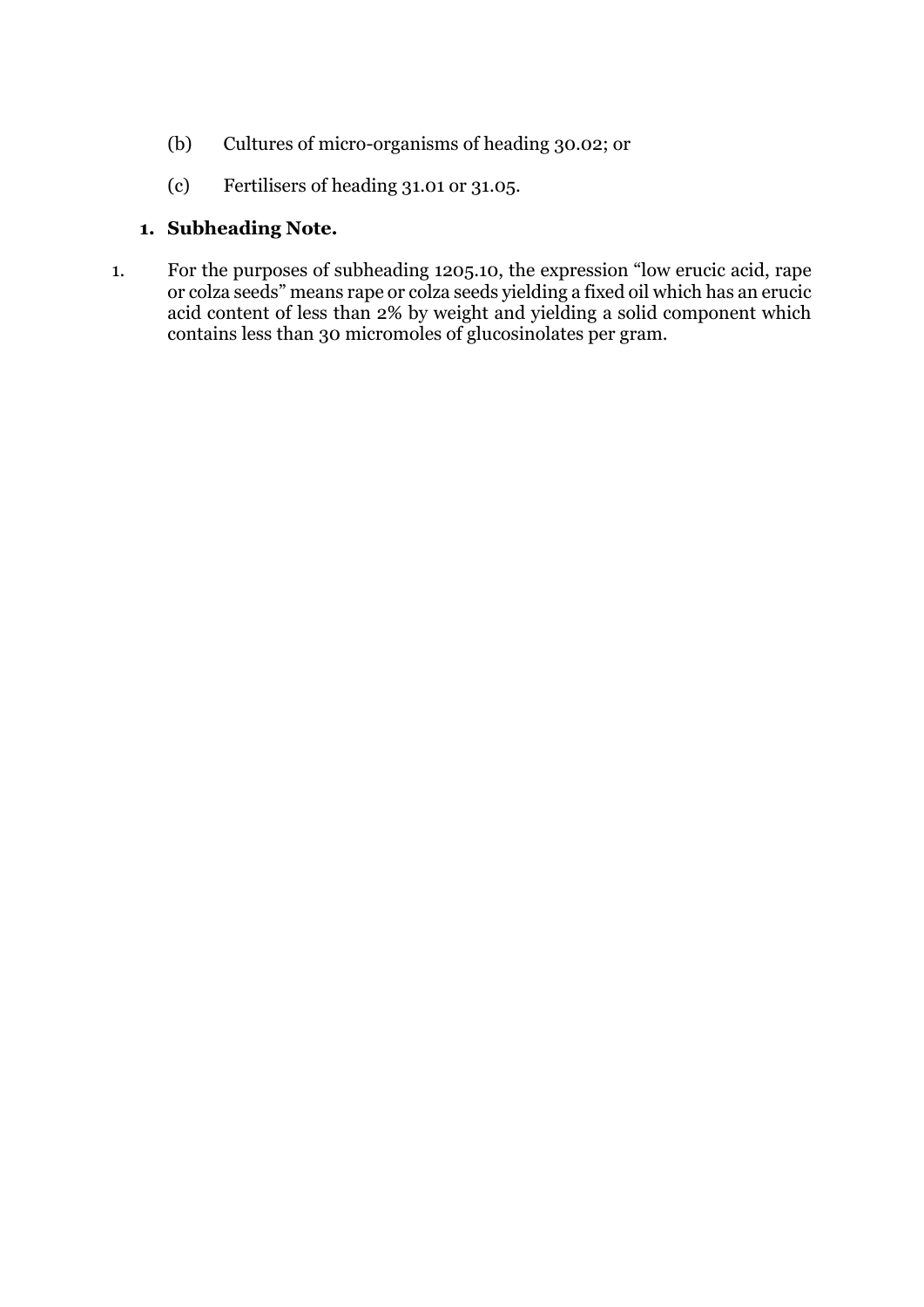(b) Cultures of micro-organisms of heading 30.02; or

(c) Fertilisers of heading 31.01 or 31.05.

### 1. Subheading Note.

1. For the purposes of subheading 1205.10, the expression "low erucic acid, rape or colza seeds" means rape or colza seeds yielding a fixed oil which has an erucic acid content of less than 2% by weight and yielding a solid component which contains less than 30 micromoles of glucosinolates per gram.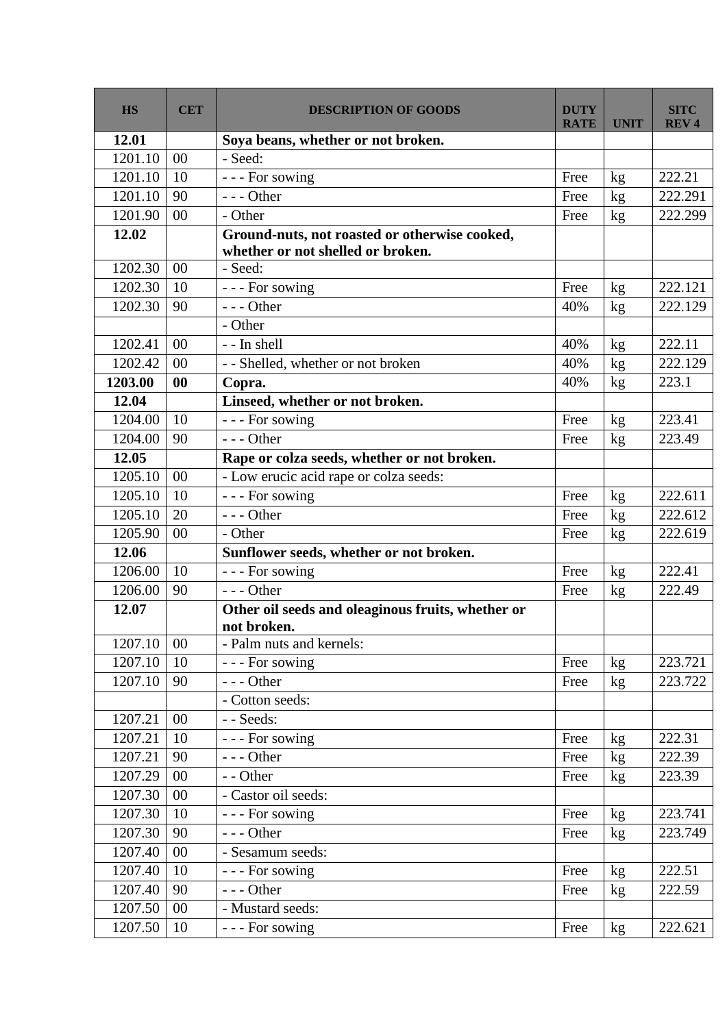| HS | CET | DESCRIPTION OF GOODS | DUTY RATE | UNIT | SITC REV 4 |
|---|---|---|---|---|---|
| **12.01** | | **Soya beans, whether or not broken.** | | | |
| 1201.10 | 00 | - Seed: | | | |
| 1201.10 | 10 | - - - For sowing | Free | kg | 222.21 |
| 1201.10 | 90 | - - - Other | Free | kg | 222.291 |
| 1201.90 | 00 | - Other | Free | kg | 222.299 |
| **12.02** | | **Ground-nuts, not roasted or otherwise cooked, whether or not shelled or broken.** | | | |
| 1202.30 | 00 | - Seed: | | | |
| 1202.30 | 10 | - - - For sowing | Free | kg | 222.121 |
| 1202.30 | 90 | - - - Other | 40% | kg | 222.129 |
| | | - Other | | | |
| 1202.41 | 00 | - - In shell | 40% | kg | 222.11 |
| 1202.42 | 00 | - - Shelled, whether or not broken | 40% | kg | 222.129 |
| **1203.00** | **00** | **Copra.** | 40% | kg | 223.1 |
| **12.04** | | **Linseed, whether or not broken.** | | | |
| 1204.00 | 10 | - - - For sowing | Free | kg | 223.41 |
| 1204.00 | 90 | - - - Other | Free | kg | 223.49 |
| **12.05** | | **Rape or colza seeds, whether or not broken.** | | | |
| 1205.10 | 00 | - Low erucic acid rape or colza seeds: | | | |
| 1205.10 | 10 | - - - For sowing | Free | kg | 222.611 |
| 1205.10 | 20 | - - - Other | Free | kg | 222.612 |
| 1205.90 | 00 | - Other | Free | kg | 222.619 |
| **12.06** | | **Sunflower seeds, whether or not broken.** | | | |
| 1206.00 | 10 | - - - For sowing | Free | kg | 222.41 |
| 1206.00 | 90 | - - - Other | Free | kg | 222.49 |
| **12.07** | | **Other oil seeds and oleaginous fruits, whether or not broken.** | | | |
| 1207.10 | 00 | - Palm nuts and kernels: | | | |
| 1207.10 | 10 | - - - For sowing | Free | kg | 223.721 |
| 1207.10 | 90 | - - - Other | Free | kg | 223.722 |
| | | - Cotton seeds: | | | |
| 1207.21 | 00 | - - Seeds: | | | |
| 1207.21 | 10 | - - - For sowing | Free | kg | 222.31 |
| 1207.21 | 90 | - - - Other | Free | kg | 222.39 |
| 1207.29 | 00 | - - Other | Free | kg | 223.39 |
| 1207.30 | 00 | - Castor oil seeds: | | | |
| 1207.30 | 10 | - - - For sowing | Free | kg | 223.741 |
| 1207.30 | 90 | - - - Other | Free | kg | 223.749 |
| 1207.40 | 00 | - Sesamum seeds: | | | |
| 1207.40 | 10 | - - - For sowing | Free | kg | 222.51 |
| 1207.40 | 90 | - - - Other | Free | kg | 222.59 |
| 1207.50 | 00 | - Mustard seeds: | | | |
| 1207.50 | 10 | - - - For sowing | Free | kg | 222.621 |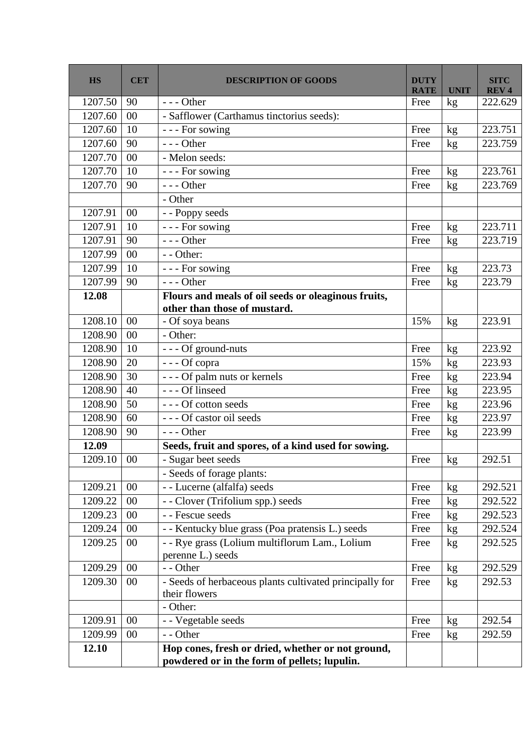| HS | CET | DESCRIPTION OF GOODS | DUTY RATE | UNIT | SITC REV 4 |
|---|---|---|---|---|---|
| 1207.50 | 90 | - - - Other | Free | kg | 222.629 |
| 1207.60 | 00 | - Safflower (Carthamus tinctorius seeds): | | | |
| 1207.60 | 10 | - - - For sowing | Free | kg | 223.751 |
| 1207.60 | 90 | - - - Other | Free | kg | 223.759 |
| 1207.70 | 00 | - Melon seeds: | | | |
| 1207.70 | 10 | - - - For sowing | Free | kg | 223.761 |
| 1207.70 | 90 | - - - Other | Free | kg | 223.769 |
| | | - Other | | | |
| 1207.91 | 00 | - - Poppy seeds | | | |
| 1207.91 | 10 | - - - For sowing | Free | kg | 223.711 |
| 1207.91 | 90 | - - - Other | Free | kg | 223.719 |
| 1207.99 | 00 | - - Other: | | | |
| 1207.99 | 10 | - - - For sowing | Free | kg | 223.73 |
| 1207.99 | 90 | - - - Other | Free | kg | 223.79 |
| **12.08** | | **Flours and meals of oil seeds or oleaginous fruits, other than those of mustard.** | | | |
| 1208.10 | 00 | - Of soya beans | 15% | kg | 223.91 |
| 1208.90 | 00 | - Other: | | | |
| 1208.90 | 10 | - - - Of ground-nuts | Free | kg | 223.92 |
| 1208.90 | 20 | - - - Of copra | 15% | kg | 223.93 |
| 1208.90 | 30 | - - - Of palm nuts or kernels | Free | kg | 223.94 |
| 1208.90 | 40 | - - - Of linseed | Free | kg | 223.95 |
| 1208.90 | 50 | - - - Of cotton seeds | Free | kg | 223.96 |
| 1208.90 | 60 | - - - Of castor oil seeds | Free | kg | 223.97 |
| 1208.90 | 90 | - - - Other | Free | kg | 223.99 |
| **12.09** | | **Seeds, fruit and spores, of a kind used for sowing.** | | | |
| 1209.10 | 00 | - Sugar beet seeds | Free | kg | 292.51 |
| | | - Seeds of forage plants: | | | |
| 1209.21 | 00 | - - Lucerne (alfalfa) seeds | Free | kg | 292.521 |
| 1209.22 | 00 | - - Clover (Trifolium spp.) seeds | Free | kg | 292.522 |
| 1209.23 | 00 | - - Fescue seeds | Free | kg | 292.523 |
| 1209.24 | 00 | - - Kentucky blue grass (Poa pratensis L.) seeds | Free | kg | 292.524 |
| 1209.25 | 00 | - - Rye grass (Lolium multiflorum Lam., Lolium perenne L.) seeds | Free | kg | 292.525 |
| 1209.29 | 00 | - - Other | Free | kg | 292.529 |
| 1209.30 | 00 | - Seeds of herbaceous plants cultivated principally for their flowers | Free | kg | 292.53 |
| | | - Other: | | | |
| 1209.91 | 00 | - - Vegetable seeds | Free | kg | 292.54 |
| 1209.99 | 00 | - - Other | Free | kg | 292.59 |
| **12.10** | | **Hop cones, fresh or dried, whether or not ground, powdered or in the form of pellets; lupulin.** | | | |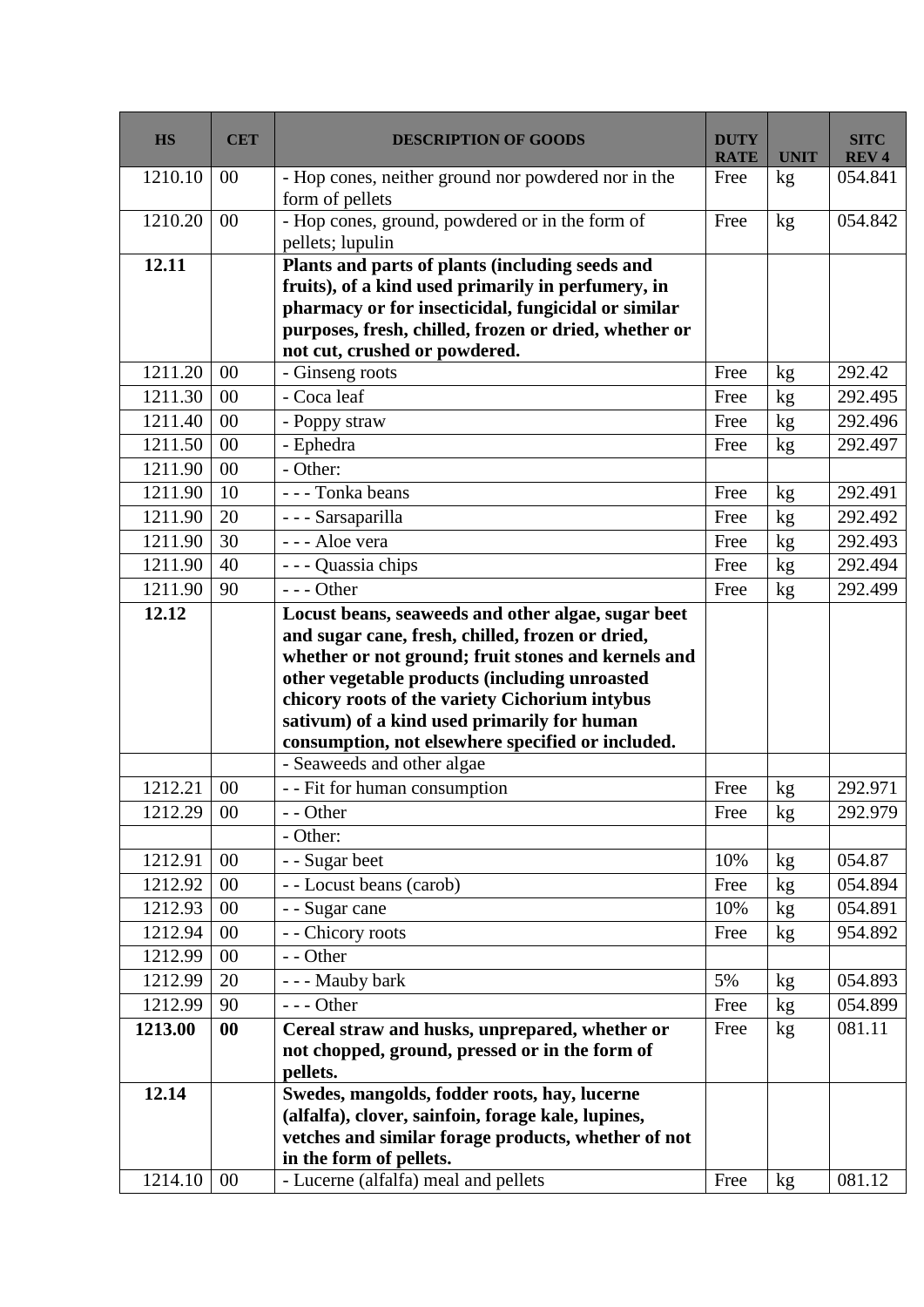| HS | CET | DESCRIPTION OF GOODS | DUTY RATE | UNIT | SITC REV 4 |
|---|---|---|---|---|---|
| 1210.10 | 00 | - Hop cones, neither ground nor powdered nor in the form of pellets | Free | kg | 054.841 |
| 1210.20 | 00 | - Hop cones, ground, powdered or in the form of pellets; lupulin | Free | kg | 054.842 |
| **12.11** | | **Plants and parts of plants (including seeds and fruits), of a kind used primarily in perfumery, in pharmacy or for insecticidal, fungicidal or similar purposes, fresh, chilled, frozen or dried, whether or not cut, crushed or powdered.** | | | |
| 1211.20 | 00 | - Ginseng roots | Free | kg | 292.42 |
| 1211.30 | 00 | - Coca leaf | Free | kg | 292.495 |
| 1211.40 | 00 | - Poppy straw | Free | kg | 292.496 |
| 1211.50 | 00 | - Ephedra | Free | kg | 292.497 |
| 1211.90 | 00 | - Other: | | | |
| 1211.90 | 10 | - - - Tonka beans | Free | kg | 292.491 |
| 1211.90 | 20 | - - - Sarsaparilla | Free | kg | 292.492 |
| 1211.90 | 30 | - - - Aloe vera | Free | kg | 292.493 |
| 1211.90 | 40 | - - - Quassia chips | Free | kg | 292.494 |
| 1211.90 | 90 | - - - Other | Free | kg | 292.499 |
| **12.12** | | **Locust beans, seaweeds and other algae, sugar beet and sugar cane, fresh, chilled, frozen or dried, whether or not ground; fruit stones and kernels and other vegetable products (including unroasted chicory roots of the variety Cichorium intybus sativum) of a kind used primarily for human consumption, not elsewhere specified or included.** | | | |
| | | - Seaweeds and other algae | | | |
| 1212.21 | 00 | - - Fit for human consumption | Free | kg | 292.971 |
| 1212.29 | 00 | - - Other | Free | kg | 292.979 |
| | | - Other: | | | |
| 1212.91 | 00 | - - Sugar beet | 10% | kg | 054.87 |
| 1212.92 | 00 | - - Locust beans (carob) | Free | kg | 054.894 |
| 1212.93 | 00 | - - Sugar cane | 10% | kg | 054.891 |
| 1212.94 | 00 | - - Chicory roots | Free | kg | 954.892 |
| 1212.99 | 00 | - - Other | | | |
| 1212.99 | 20 | - - - Mauby bark | 5% | kg | 054.893 |
| 1212.99 | 90 | - - - Other | Free | kg | 054.899 |
| **1213.00** | **00** | **Cereal straw and husks, unprepared, whether or not chopped, ground, pressed or in the form of pellets.** | Free | kg | 081.11 |
| **12.14** | | **Swedes, mangolds, fodder roots, hay, lucerne (alfalfa), clover, sainfoin, forage kale, lupines, vetches and similar forage products, whether of not in the form of pellets.** | | | |
| 1214.10 | 00 | - Lucerne (alfalfa) meal and pellets | Free | kg | 081.12 |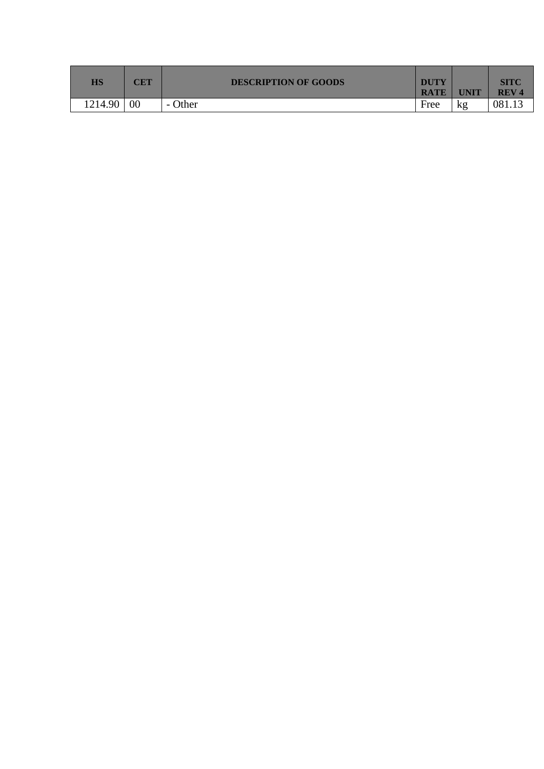| HS | CET | DESCRIPTION OF GOODS | DUTY RATE | UNIT | SITC REV 4 |
|---|---|---|---|---|---|
| 1214.90 | 00 | - Other | Free | kg | 081.13 |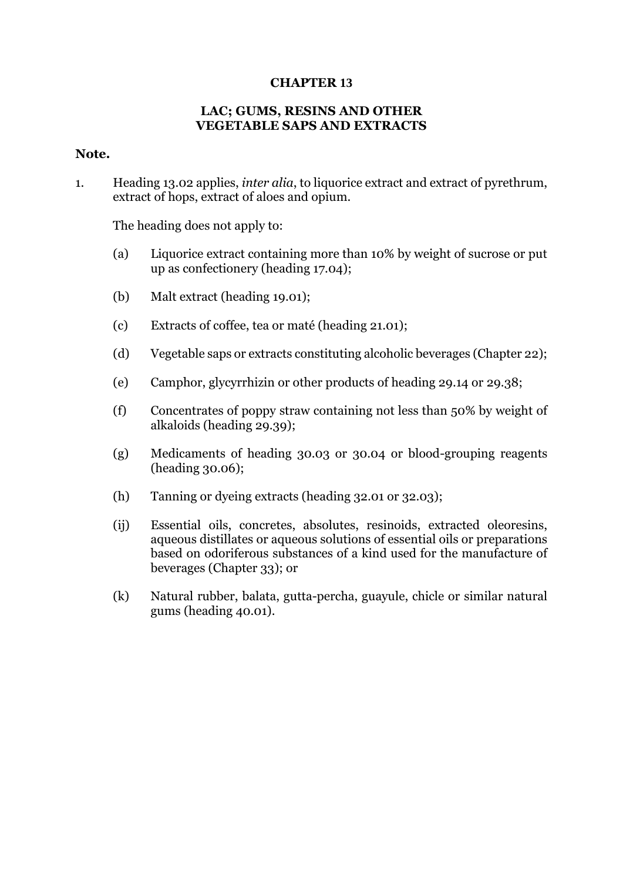# CHAPTER 13

## LAC; GUMS, RESINS AND OTHER VEGETABLE SAPS AND EXTRACTS

**Note.**

1. Heading 13.02 applies, *inter alia*, to liquorice extract and extract of pyrethrum, extract of hops, extract of aloes and opium.

   The heading does not apply to:

   (a) Liquorice extract containing more than 10% by weight of sucrose or put up as confectionery (heading 17.04);

   (b) Malt extract (heading 19.01);

   (c) Extracts of coffee, tea or maté (heading 21.01);

   (d) Vegetable saps or extracts constituting alcoholic beverages (Chapter 22);

   (e) Camphor, glycyrrhizin or other products of heading 29.14 or 29.38;

   (f) Concentrates of poppy straw containing not less than 50% by weight of alkaloids (heading 29.39);

   (g) Medicaments of heading 30.03 or 30.04 or blood-grouping reagents (heading 30.06);

   (h) Tanning or dyeing extracts (heading 32.01 or 32.03);

   (ij) Essential oils, concretes, absolutes, resinoids, extracted oleoresins, aqueous distillates or aqueous solutions of essential oils or preparations based on odoriferous substances of a kind used for the manufacture of beverages (Chapter 33); or

   (k) Natural rubber, balata, gutta-percha, guayule, chicle or similar natural gums (heading 40.01).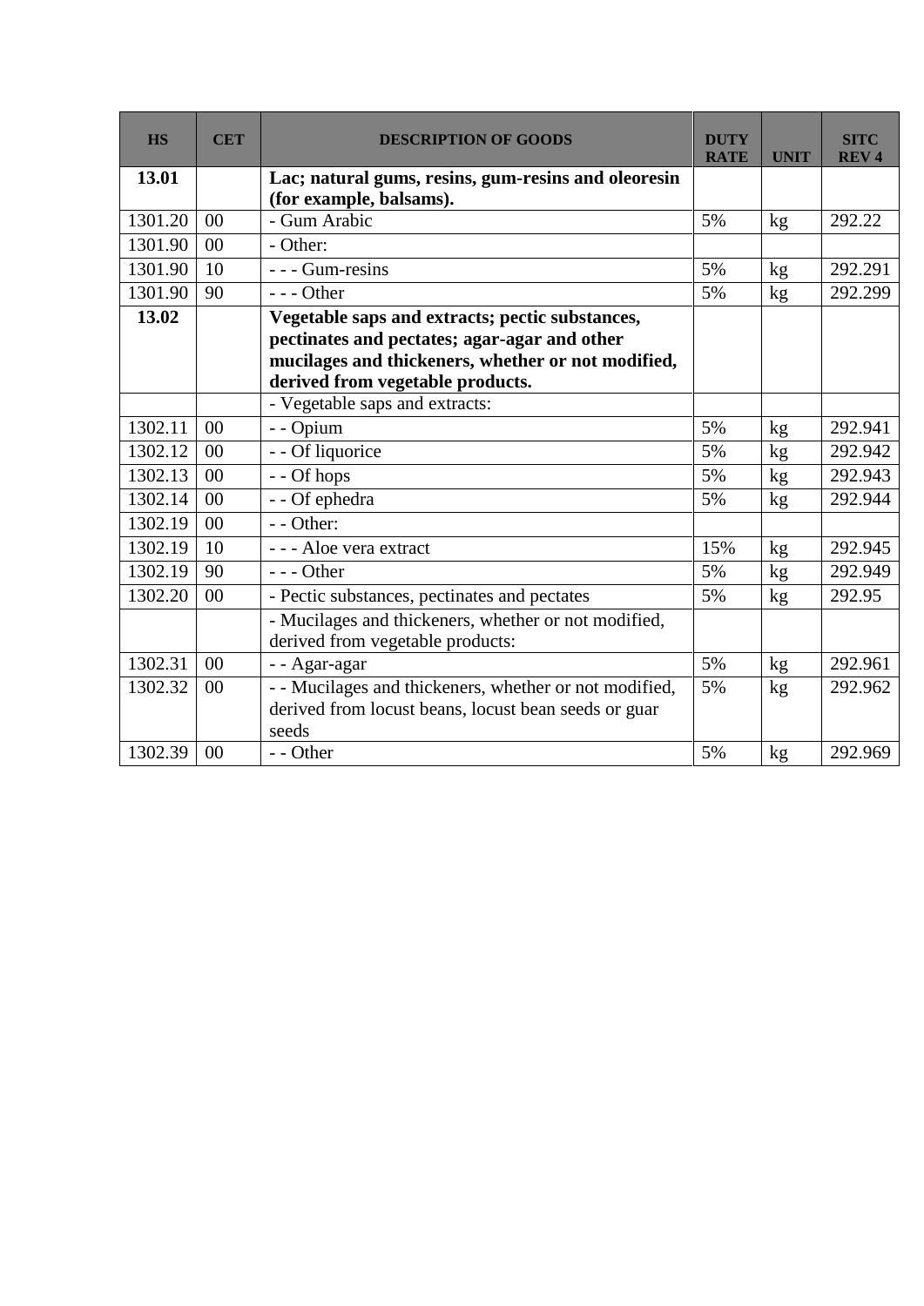| HS | CET | DESCRIPTION OF GOODS | DUTY RATE | UNIT | SITC REV 4 |
|---|---|---|---|---|---|
| **13.01** | | **Lac; natural gums, resins, gum-resins and oleoresin (for example, balsams).** | | | |
| 1301.20 | 00 | - Gum Arabic | 5% | kg | 292.22 |
| 1301.90 | 00 | - Other: | | | |
| 1301.90 | 10 | - - - Gum-resins | 5% | kg | 292.291 |
| 1301.90 | 90 | - - - Other | 5% | kg | 292.299 |
| **13.02** | | **Vegetable saps and extracts; pectic substances, pectinates and pectates; agar-agar and other mucilages and thickeners, whether or not modified, derived from vegetable products.** | | | |
| | | - Vegetable saps and extracts: | | | |
| 1302.11 | 00 | - - Opium | 5% | kg | 292.941 |
| 1302.12 | 00 | - - Of liquorice | 5% | kg | 292.942 |
| 1302.13 | 00 | - - Of hops | 5% | kg | 292.943 |
| 1302.14 | 00 | - - Of ephedra | 5% | kg | 292.944 |
| 1302.19 | 00 | - - Other: | | | |
| 1302.19 | 10 | - - - Aloe vera extract | 15% | kg | 292.945 |
| 1302.19 | 90 | - - - Other | 5% | kg | 292.949 |
| 1302.20 | 00 | - Pectic substances, pectinates and pectates | 5% | kg | 292.95 |
| | | - Mucilages and thickeners, whether or not modified, derived from vegetable products: | | | |
| 1302.31 | 00 | - - Agar-agar | 5% | kg | 292.961 |
| 1302.32 | 00 | - - Mucilages and thickeners, whether or not modified, derived from locust beans, locust bean seeds or guar seeds | 5% | kg | 292.962 |
| 1302.39 | 00 | - - Other | 5% | kg | 292.969 |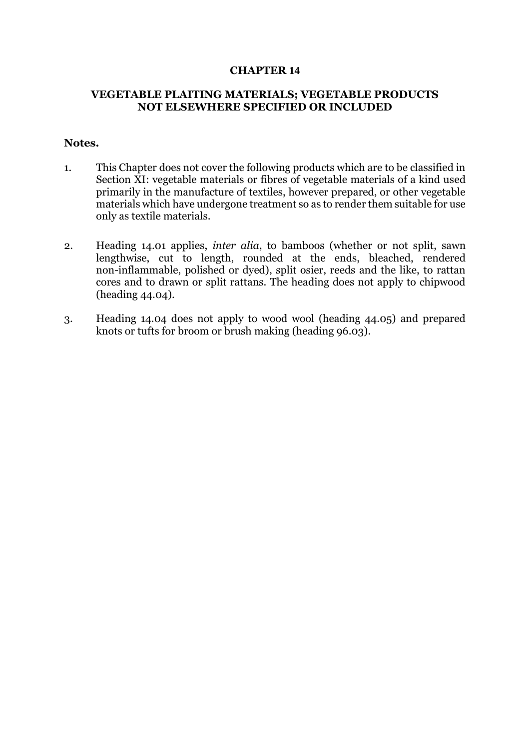# CHAPTER 14

## VEGETABLE PLAITING MATERIALS; VEGETABLE PRODUCTS NOT ELSEWHERE SPECIFIED OR INCLUDED

**Notes.**

1. This Chapter does not cover the following products which are to be classified in Section XI: vegetable materials or fibres of vegetable materials of a kind used primarily in the manufacture of textiles, however prepared, or other vegetable materials which have undergone treatment so as to render them suitable for use only as textile materials.

2. Heading 14.01 applies, *inter alia*, to bamboos (whether or not split, sawn lengthwise, cut to length, rounded at the ends, bleached, rendered non-inflammable, polished or dyed), split osier, reeds and the like, to rattan cores and to drawn or split rattans. The heading does not apply to chipwood (heading 44.04).

3. Heading 14.04 does not apply to wood wool (heading 44.05) and prepared knots or tufts for broom or brush making (heading 96.03).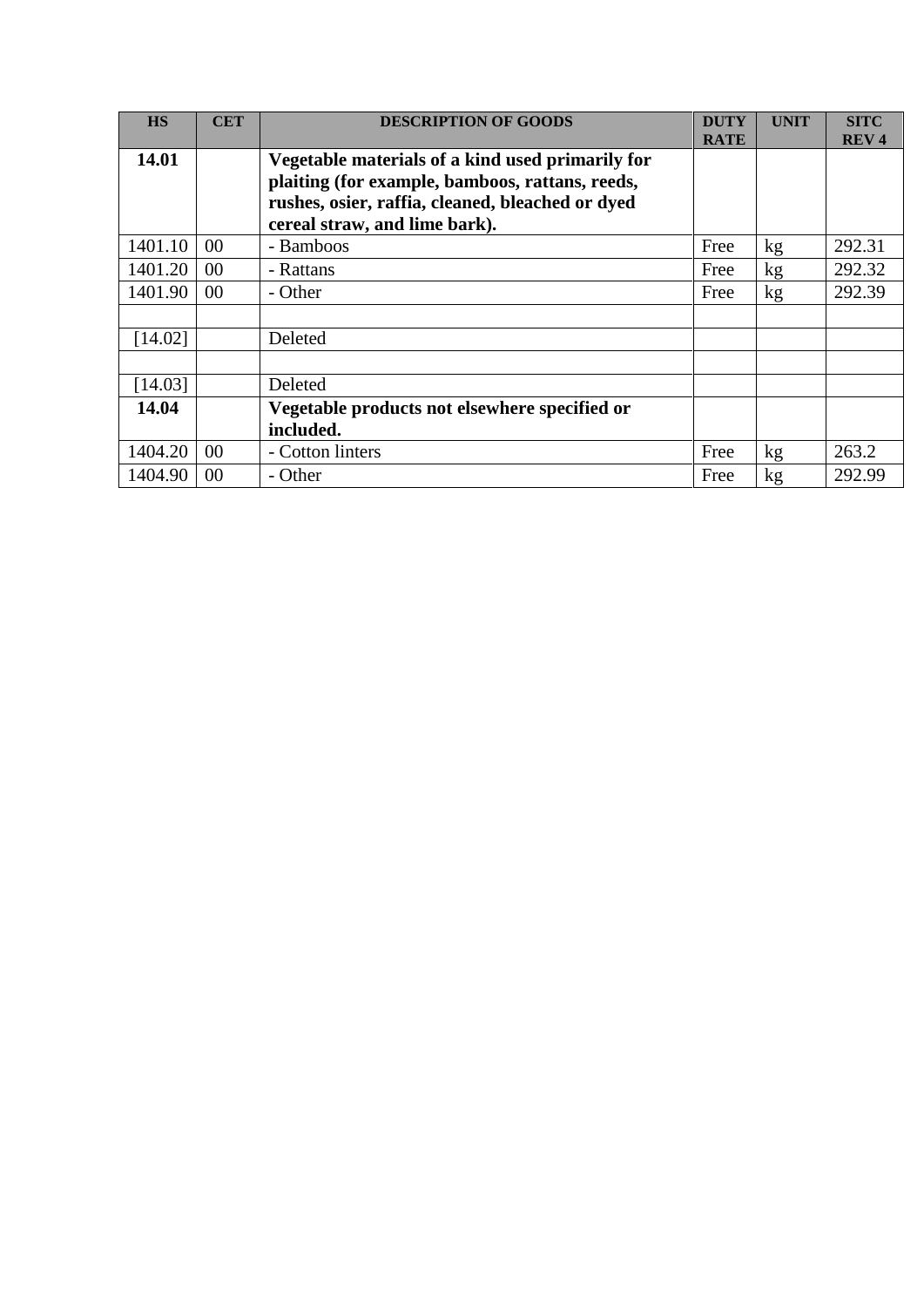| HS | CET | DESCRIPTION OF GOODS | DUTY RATE | UNIT | SITC REV 4 |
|---|---|---|---|---|---|
| **14.01** | | **Vegetable materials of a kind used primarily for plaiting (for example, bamboos, rattans, reeds, rushes, osier, raffia, cleaned, bleached or dyed cereal straw, and lime bark).** | | | |
| 1401.10 | 00 | - Bamboos | Free | kg | 292.31 |
| 1401.20 | 00 | - Rattans | Free | kg | 292.32 |
| 1401.90 | 00 | - Other | Free | kg | 292.39 |
| | | | | | |
| [14.02] | | Deleted | | | |
| | | | | | |
| [14.03] | | Deleted | | | |
| **14.04** | | **Vegetable products not elsewhere specified or included.** | | | |
| 1404.20 | 00 | - Cotton linters | Free | kg | 263.2 |
| 1404.90 | 00 | - Other | Free | kg | 292.99 |